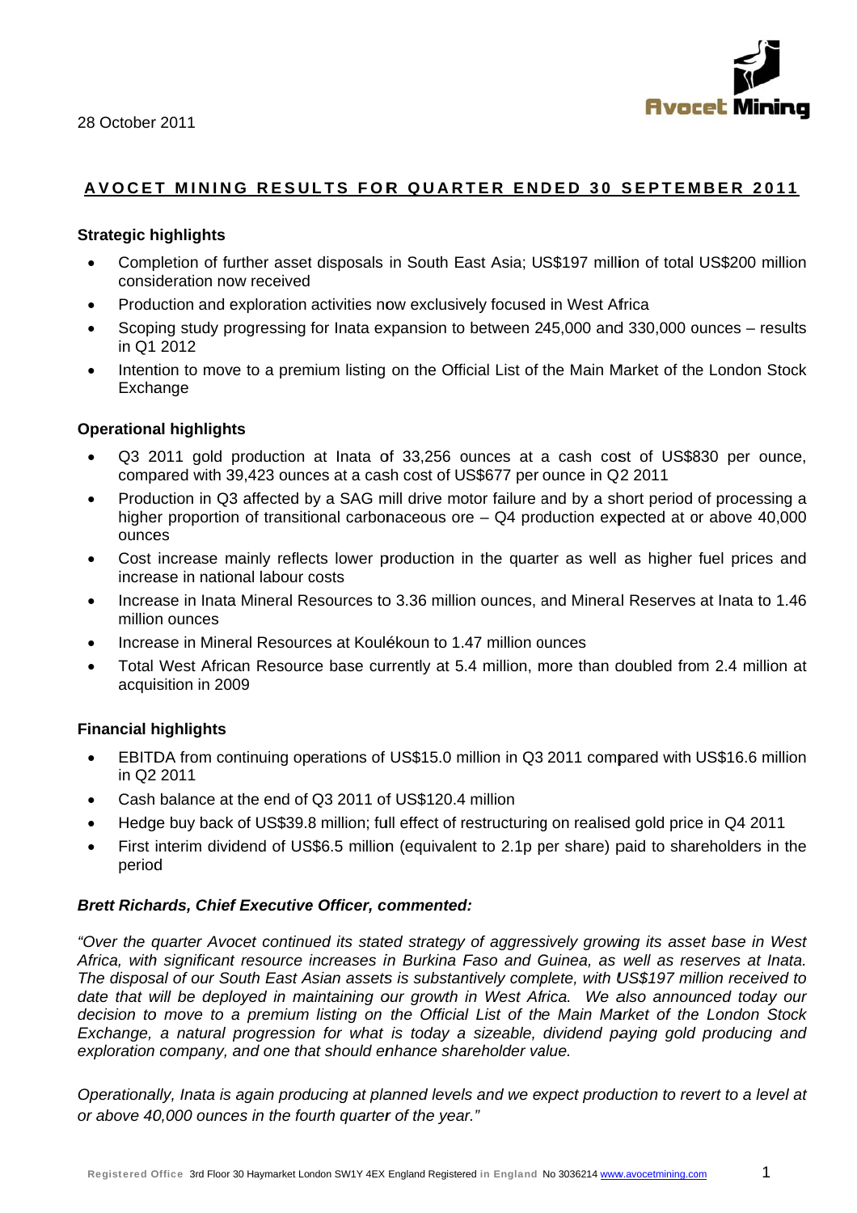28 October 2011

# AVOCET MINING RESULTS FOR QUARTER ENDED 30 SEPTEMBER 2011

### Strategic highlights

- Completion of further asset disposals in South East Asia; US$197 million of total US$200 million consideration now received
- Production and exploration activities now exclusively focused in West Africa
- Scoping study progressing for Inata expansion to between 245,000 and 330,000 ounces – results in Q1 2012
- Intention to move to a premium listing on the Official List of the Main Market of the London Stock Exchange

### Operational highlights

- Q3 2011 gold production at Inata of 33,256 ounces at a cash cost of US$830 per ounce, compared with 39,423 ounces at a cash cost of US$677 per ounce in Q2 2011
- Production in Q3 affected by a SAG mill drive motor failure and by a short period of processing a higher proportion of transitional carbonaceous ore – Q4 production expected at or above 40,000 ounces
- Cost increase mainly reflects lower production in the quarter as well as higher fuel prices and increase in national labour costs
- Increase in Inata Mineral Resources to 3.36 million ounces, and Mineral Reserves at Inata to 1.46 million ounces
- Increase in Mineral Resources at Koulékoun to 1.47 million ounces
- Total West African Resource base currently at 5.4 million, more than doubled from 2.4 million at acquisition in 2009

### Financial highlights

- EBITDA from continuing operations of US$15.0 million in Q3 2011 compared with US$16.6 million in Q2 2011
- Cash balance at the end of Q3 2011 of US$120.4 million
- Hedge buy back of US$39.8 million; full effect of restructuring on realised gold price in Q4 2011
- First interim dividend of US$6.5 million (equivalent to 2.1p per share) paid to shareholders in the period

***Brett Richards, Chief Executive Officer, commented:***

*"Over the quarter Avocet continued its stated strategy of aggressively growing its asset base in West Africa, with significant resource increases in Burkina Faso and Guinea, as well as reserves at Inata. The disposal of our South East Asian assets is substantively complete, with US$197 million received to date that will be deployed in maintaining our growth in West Africa. We also announced today our decision to move to a premium listing on the Official List of the Main Market of the London Stock Exchange, a natural progression for what is today a sizeable, dividend paying gold producing and exploration company, and one that should enhance shareholder value.*

*Operationally, Inata is again producing at planned levels and we expect production to revert to a level at or above 40,000 ounces in the fourth quarter of the year."*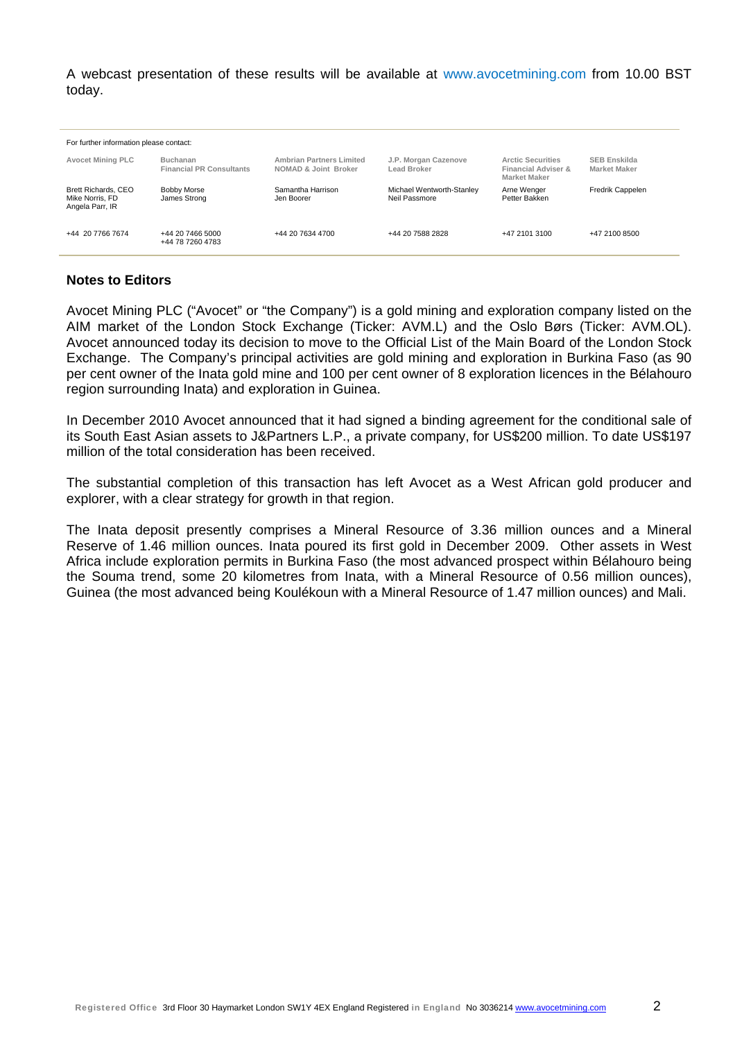A webcast presentation of these results will be available at www.avocetmining.com from 10.00 BST today.

For further information please contact:

| Avocet Mining PLC | Buchanan Financial PR Consultants | Ambrian Partners Limited NOMAD & Joint Broker | J.P. Morgan Cazenove Lead Broker | Arctic Securities Financial Adviser & Market Maker | SEB Enskilda Market Maker |
|---|---|---|---|---|---|
| Brett Richards, CEO<br>Mike Norris, FD<br>Angela Parr, IR | Bobby Morse<br>James Strong | Samantha Harrison<br>Jen Boorer | Michael Wentworth-Stanley<br>Neil Passmore | Arne Wenger<br>Petter Bakken | Fredrik Cappelen |
| +44 20 7766 7674 | +44 20 7466 5000<br>+44 78 7260 4783 | +44 20 7634 4700 | +44 20 7588 2828 | +47 2101 3100 | +47 2100 8500 |

## Notes to Editors

Avocet Mining PLC ("Avocet" or "the Company") is a gold mining and exploration company listed on the AIM market of the London Stock Exchange (Ticker: AVM.L) and the Oslo Børs (Ticker: AVM.OL). Avocet announced today its decision to move to the Official List of the Main Board of the London Stock Exchange. The Company's principal activities are gold mining and exploration in Burkina Faso (as 90 per cent owner of the Inata gold mine and 100 per cent owner of 8 exploration licences in the Bélahouro region surrounding Inata) and exploration in Guinea.

In December 2010 Avocet announced that it had signed a binding agreement for the conditional sale of its South East Asian assets to J&Partners L.P., a private company, for US$200 million. To date US$197 million of the total consideration has been received.

The substantial completion of this transaction has left Avocet as a West African gold producer and explorer, with a clear strategy for growth in that region.

The Inata deposit presently comprises a Mineral Resource of 3.36 million ounces and a Mineral Reserve of 1.46 million ounces. Inata poured its first gold in December 2009. Other assets in West Africa include exploration permits in Burkina Faso (the most advanced prospect within Bélahouro being the Souma trend, some 20 kilometres from Inata, with a Mineral Resource of 0.56 million ounces), Guinea (the most advanced being Koulékoun with a Mineral Resource of 1.47 million ounces) and Mali.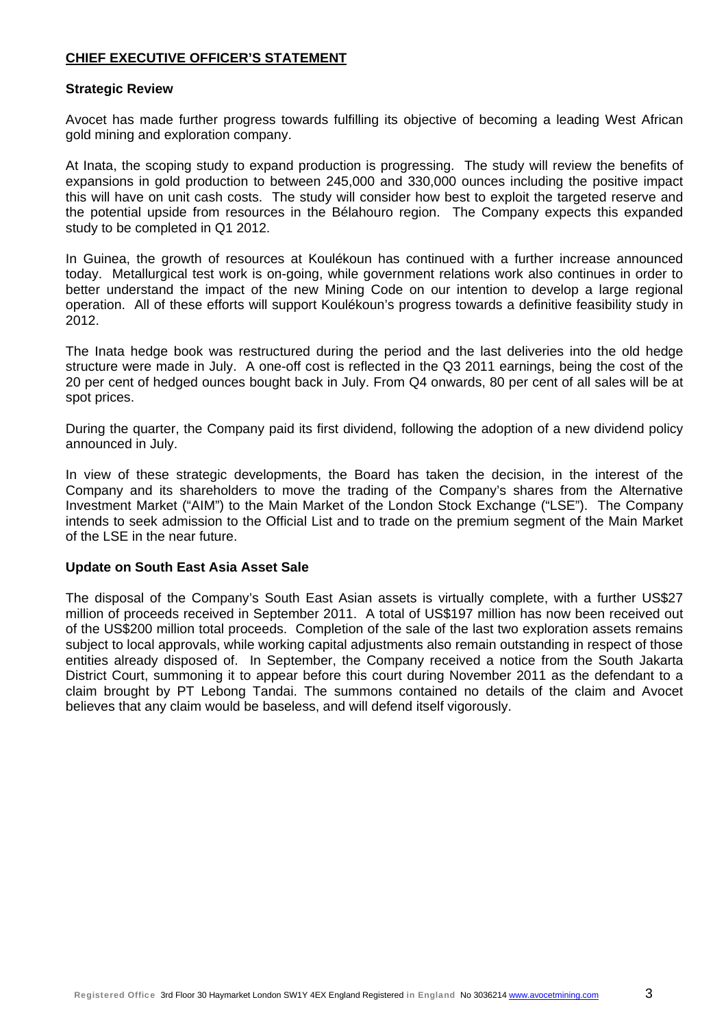## CHIEF EXECUTIVE OFFICER'S STATEMENT

### Strategic Review

Avocet has made further progress towards fulfilling its objective of becoming a leading West African gold mining and exploration company.

At Inata, the scoping study to expand production is progressing. The study will review the benefits of expansions in gold production to between 245,000 and 330,000 ounces including the positive impact this will have on unit cash costs. The study will consider how best to exploit the targeted reserve and the potential upside from resources in the Bélahouro region. The Company expects this expanded study to be completed in Q1 2012.

In Guinea, the growth of resources at Koulékoun has continued with a further increase announced today. Metallurgical test work is on-going, while government relations work also continues in order to better understand the impact of the new Mining Code on our intention to develop a large regional operation. All of these efforts will support Koulékoun's progress towards a definitive feasibility study in 2012.

The Inata hedge book was restructured during the period and the last deliveries into the old hedge structure were made in July. A one-off cost is reflected in the Q3 2011 earnings, being the cost of the 20 per cent of hedged ounces bought back in July. From Q4 onwards, 80 per cent of all sales will be at spot prices.

During the quarter, the Company paid its first dividend, following the adoption of a new dividend policy announced in July.

In view of these strategic developments, the Board has taken the decision, in the interest of the Company and its shareholders to move the trading of the Company's shares from the Alternative Investment Market ("AIM") to the Main Market of the London Stock Exchange ("LSE"). The Company intends to seek admission to the Official List and to trade on the premium segment of the Main Market of the LSE in the near future.

### Update on South East Asia Asset Sale

The disposal of the Company's South East Asian assets is virtually complete, with a further US$27 million of proceeds received in September 2011. A total of US$197 million has now been received out of the US$200 million total proceeds. Completion of the sale of the last two exploration assets remains subject to local approvals, while working capital adjustments also remain outstanding in respect of those entities already disposed of. In September, the Company received a notice from the South Jakarta District Court, summoning it to appear before this court during November 2011 as the defendant to a claim brought by PT Lebong Tandai. The summons contained no details of the claim and Avocet believes that any claim would be baseless, and will defend itself vigorously.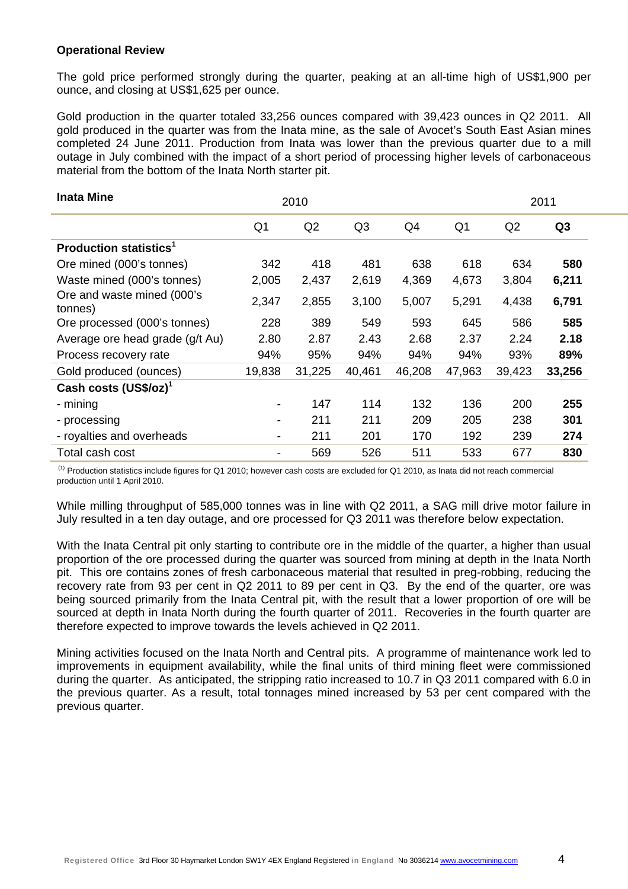**Operational Review**

The gold price performed strongly during the quarter, peaking at an all-time high of US$1,900 per ounce, and closing at US$1,625 per ounce.

Gold production in the quarter totaled 33,256 ounces compared with 39,423 ounces in Q2 2011. All gold produced in the quarter was from the Inata mine, as the sale of Avocet's South East Asian mines completed 24 June 2011. Production from Inata was lower than the previous quarter due to a mill outage in July combined with the impact of a short period of processing higher levels of carbonaceous material from the bottom of the Inata North starter pit.

| **Inata Mine** | 2010 | | | | 2011 | | |
|---|---|---|---|---|---|---|---|
| | Q1 | Q2 | Q3 | Q4 | Q1 | Q2 | **Q3** |
| **Production statistics**[1] | | | | | | | |
| Ore mined (000's tonnes) | 342 | 418 | 481 | 638 | 618 | 634 | **580** |
| Waste mined (000's tonnes) | 2,005 | 2,437 | 2,619 | 4,369 | 4,673 | 3,804 | **6,211** |
| Ore and waste mined (000's tonnes) | 2,347 | 2,855 | 3,100 | 5,007 | 5,291 | 4,438 | **6,791** |
| Ore processed (000's tonnes) | 228 | 389 | 549 | 593 | 645 | 586 | **585** |
| Average ore head grade (g/t Au) | 2.80 | 2.87 | 2.43 | 2.68 | 2.37 | 2.24 | **2.18** |
| Process recovery rate | 94% | 95% | 94% | 94% | 94% | 93% | **89%** |
| Gold produced (ounces) | 19,838 | 31,225 | 40,461 | 46,208 | 47,963 | 39,423 | **33,256** |
| **Cash costs (US$/oz)**[1] | | | | | | | |
| - mining | - | 147 | 114 | 132 | 136 | 200 | **255** |
| - processing | - | 211 | 211 | 209 | 205 | 238 | **301** |
| - royalties and overheads | - | 211 | 201 | 170 | 192 | 239 | **274** |
| Total cash cost | - | 569 | 526 | 511 | 533 | 677 | **830** |

(1) Production statistics include figures for Q1 2010; however cash costs are excluded for Q1 2010, as Inata did not reach commercial production until 1 April 2010.

While milling throughput of 585,000 tonnes was in line with Q2 2011, a SAG mill drive motor failure in July resulted in a ten day outage, and ore processed for Q3 2011 was therefore below expectation.

With the Inata Central pit only starting to contribute ore in the middle of the quarter, a higher than usual proportion of the ore processed during the quarter was sourced from mining at depth in the Inata North pit. This ore contains zones of fresh carbonaceous material that resulted in preg-robbing, reducing the recovery rate from 93 per cent in Q2 2011 to 89 per cent in Q3. By the end of the quarter, ore was being sourced primarily from the Inata Central pit, with the result that a lower proportion of ore will be sourced at depth in Inata North during the fourth quarter of 2011. Recoveries in the fourth quarter are therefore expected to improve towards the levels achieved in Q2 2011.

Mining activities focused on the Inata North and Central pits. A programme of maintenance work led to improvements in equipment availability, while the final units of third mining fleet were commissioned during the quarter. As anticipated, the stripping ratio increased to 10.7 in Q3 2011 compared with 6.0 in the previous quarter. As a result, total tonnages mined increased by 53 per cent compared with the previous quarter.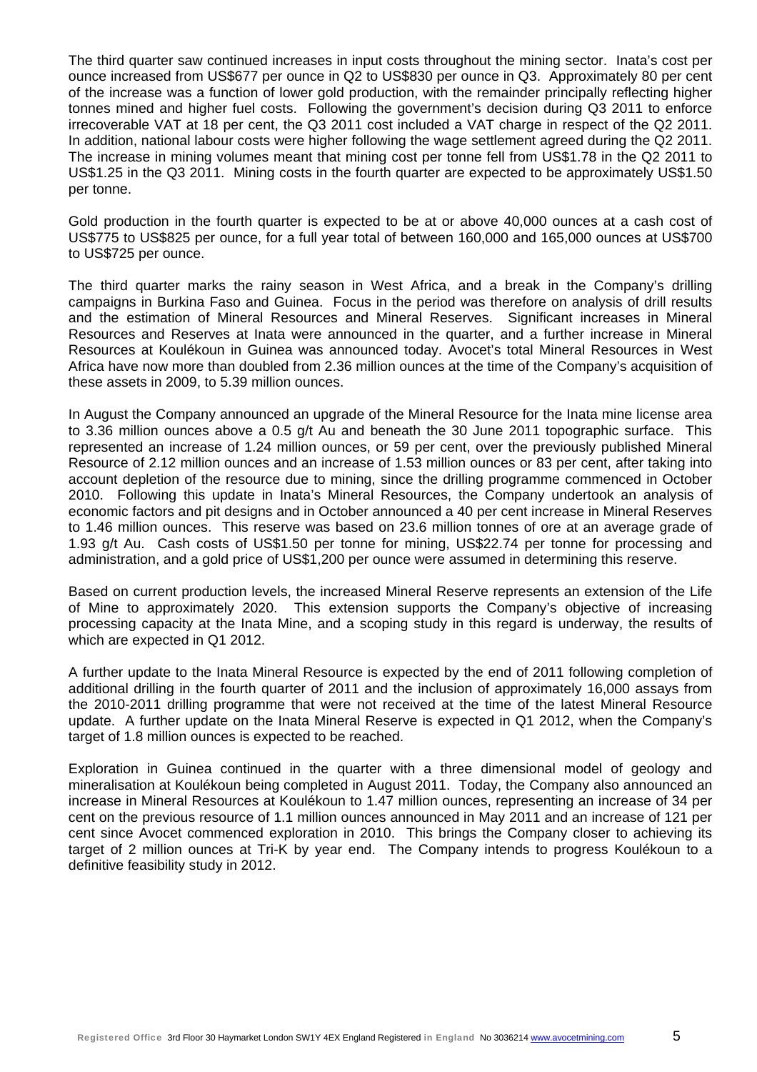The third quarter saw continued increases in input costs throughout the mining sector. Inata's cost per ounce increased from US$677 per ounce in Q2 to US$830 per ounce in Q3. Approximately 80 per cent of the increase was a function of lower gold production, with the remainder principally reflecting higher tonnes mined and higher fuel costs. Following the government's decision during Q3 2011 to enforce irrecoverable VAT at 18 per cent, the Q3 2011 cost included a VAT charge in respect of the Q2 2011. In addition, national labour costs were higher following the wage settlement agreed during the Q2 2011. The increase in mining volumes meant that mining cost per tonne fell from US$1.78 in the Q2 2011 to US$1.25 in the Q3 2011. Mining costs in the fourth quarter are expected to be approximately US$1.50 per tonne.

Gold production in the fourth quarter is expected to be at or above 40,000 ounces at a cash cost of US$775 to US$825 per ounce, for a full year total of between 160,000 and 165,000 ounces at US$700 to US$725 per ounce.

The third quarter marks the rainy season in West Africa, and a break in the Company's drilling campaigns in Burkina Faso and Guinea. Focus in the period was therefore on analysis of drill results and the estimation of Mineral Resources and Mineral Reserves. Significant increases in Mineral Resources and Reserves at Inata were announced in the quarter, and a further increase in Mineral Resources at Koulékoun in Guinea was announced today. Avocet's total Mineral Resources in West Africa have now more than doubled from 2.36 million ounces at the time of the Company's acquisition of these assets in 2009, to 5.39 million ounces.

In August the Company announced an upgrade of the Mineral Resource for the Inata mine license area to 3.36 million ounces above a 0.5 g/t Au and beneath the 30 June 2011 topographic surface. This represented an increase of 1.24 million ounces, or 59 per cent, over the previously published Mineral Resource of 2.12 million ounces and an increase of 1.53 million ounces or 83 per cent, after taking into account depletion of the resource due to mining, since the drilling programme commenced in October 2010. Following this update in Inata's Mineral Resources, the Company undertook an analysis of economic factors and pit designs and in October announced a 40 per cent increase in Mineral Reserves to 1.46 million ounces. This reserve was based on 23.6 million tonnes of ore at an average grade of 1.93 g/t Au. Cash costs of US$1.50 per tonne for mining, US$22.74 per tonne for processing and administration, and a gold price of US$1,200 per ounce were assumed in determining this reserve.

Based on current production levels, the increased Mineral Reserve represents an extension of the Life of Mine to approximately 2020. This extension supports the Company's objective of increasing processing capacity at the Inata Mine, and a scoping study in this regard is underway, the results of which are expected in Q1 2012.

A further update to the Inata Mineral Resource is expected by the end of 2011 following completion of additional drilling in the fourth quarter of 2011 and the inclusion of approximately 16,000 assays from the 2010-2011 drilling programme that were not received at the time of the latest Mineral Resource update. A further update on the Inata Mineral Reserve is expected in Q1 2012, when the Company's target of 1.8 million ounces is expected to be reached.

Exploration in Guinea continued in the quarter with a three dimensional model of geology and mineralisation at Koulékoun being completed in August 2011. Today, the Company also announced an increase in Mineral Resources at Koulékoun to 1.47 million ounces, representing an increase of 34 per cent on the previous resource of 1.1 million ounces announced in May 2011 and an increase of 121 per cent since Avocet commenced exploration in 2010. This brings the Company closer to achieving its target of 2 million ounces at Tri-K by year end. The Company intends to progress Koulékoun to a definitive feasibility study in 2012.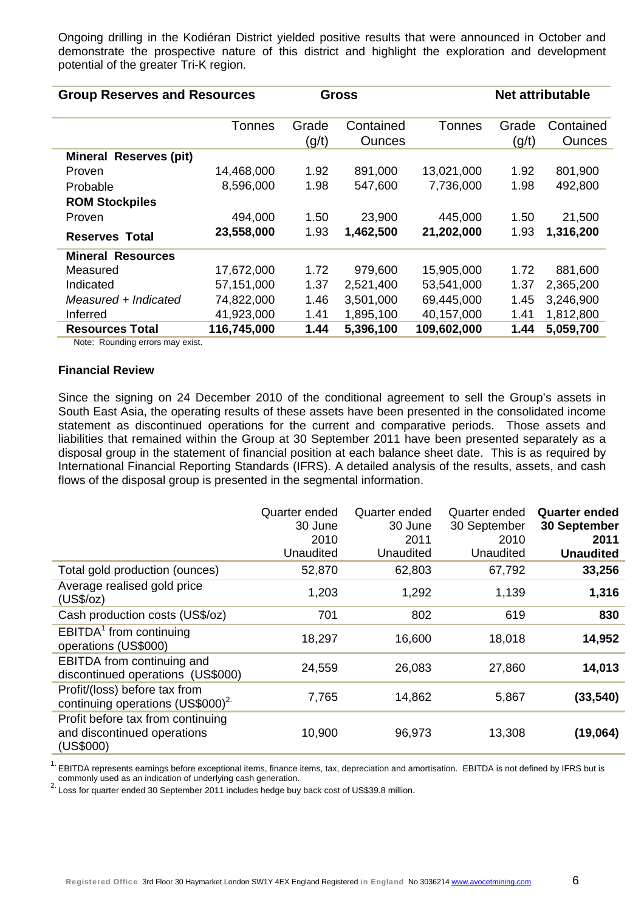Ongoing drilling in the Kodiéran District yielded positive results that were announced in October and demonstrate the prospective nature of this district and highlight the exploration and development potential of the greater Tri-K region.

| **Group Reserves and Resources** | **Gross** | | | **Net attributable** | | |
|---|---|---|---|---|---|---|
| | Tonnes | Grade (g/t) | Contained Ounces | Tonnes | Grade (g/t) | Contained Ounces |
| **Mineral Reserves (pit)** | | | | | | |
| Proven | 14,468,000 | 1.92 | 891,000 | 13,021,000 | 1.92 | 801,900 |
| Probable | 8,596,000 | 1.98 | 547,600 | 7,736,000 | 1.98 | 492,800 |
| **ROM Stockpiles** | | | | | | |
| Proven | 494,000 | 1.50 | 23,900 | 445,000 | 1.50 | 21,500 |
| **Reserves Total** | **23,558,000** | 1.93 | **1,462,500** | **21,202,000** | 1.93 | **1,316,200** |
| **Mineral Resources** | | | | | | |
| Measured | 17,672,000 | 1.72 | 979,600 | 15,905,000 | 1.72 | 881,600 |
| Indicated | 57,151,000 | 1.37 | 2,521,400 | 53,541,000 | 1.37 | 2,365,200 |
| *Measured + Indicated* | 74,822,000 | 1.46 | 3,501,000 | 69,445,000 | 1.45 | 3,246,900 |
| Inferred | 41,923,000 | 1.41 | 1,895,100 | 40,157,000 | 1.41 | 1,812,800 |
| **Resources Total** | **116,745,000** | **1.44** | **5,396,100** | **109,602,000** | **1.44** | **5,059,700** |

Note: Rounding errors may exist.

**Financial Review**

Since the signing on 24 December 2010 of the conditional agreement to sell the Group's assets in South East Asia, the operating results of these assets have been presented in the consolidated income statement as discontinued operations for the current and comparative periods. Those assets and liabilities that remained within the Group at 30 September 2011 have been presented separately as a disposal group in the statement of financial position at each balance sheet date. This is as required by International Financial Reporting Standards (IFRS). A detailed analysis of the results, assets, and cash flows of the disposal group is presented in the segmental information.

| | Quarter ended 30 June 2010 Unaudited | Quarter ended 30 June 2011 Unaudited | Quarter ended 30 September 2010 Unaudited | **Quarter ended 30 September 2011 Unaudited** |
|---|---|---|---|---|
| Total gold production (ounces) | 52,870 | 62,803 | 67,792 | **33,256** |
| Average realised gold price (US$/oz) | 1,203 | 1,292 | 1,139 | **1,316** |
| Cash production costs (US$/oz) | 701 | 802 | 619 | **830** |
| EBITDA[1] from continuing operations (US$000) | 18,297 | 16,600 | 18,018 | **14,952** |
| EBITDA from continuing and discontinued operations (US$000) | 24,559 | 26,083 | 27,860 | **14,013** |
| Profit/(loss) before tax from continuing operations (US$000)[2.] | 7,765 | 14,862 | 5,867 | **(33,540)** |
| Profit before tax from continuing and discontinued operations (US$000) | 10,900 | 96,973 | 13,308 | **(19,064)** |

[1.] EBITDA represents earnings before exceptional items, finance items, tax, depreciation and amortisation. EBITDA is not defined by IFRS but is commonly used as an indication of underlying cash generation.

[2.] Loss for quarter ended 30 September 2011 includes hedge buy back cost of US$39.8 million.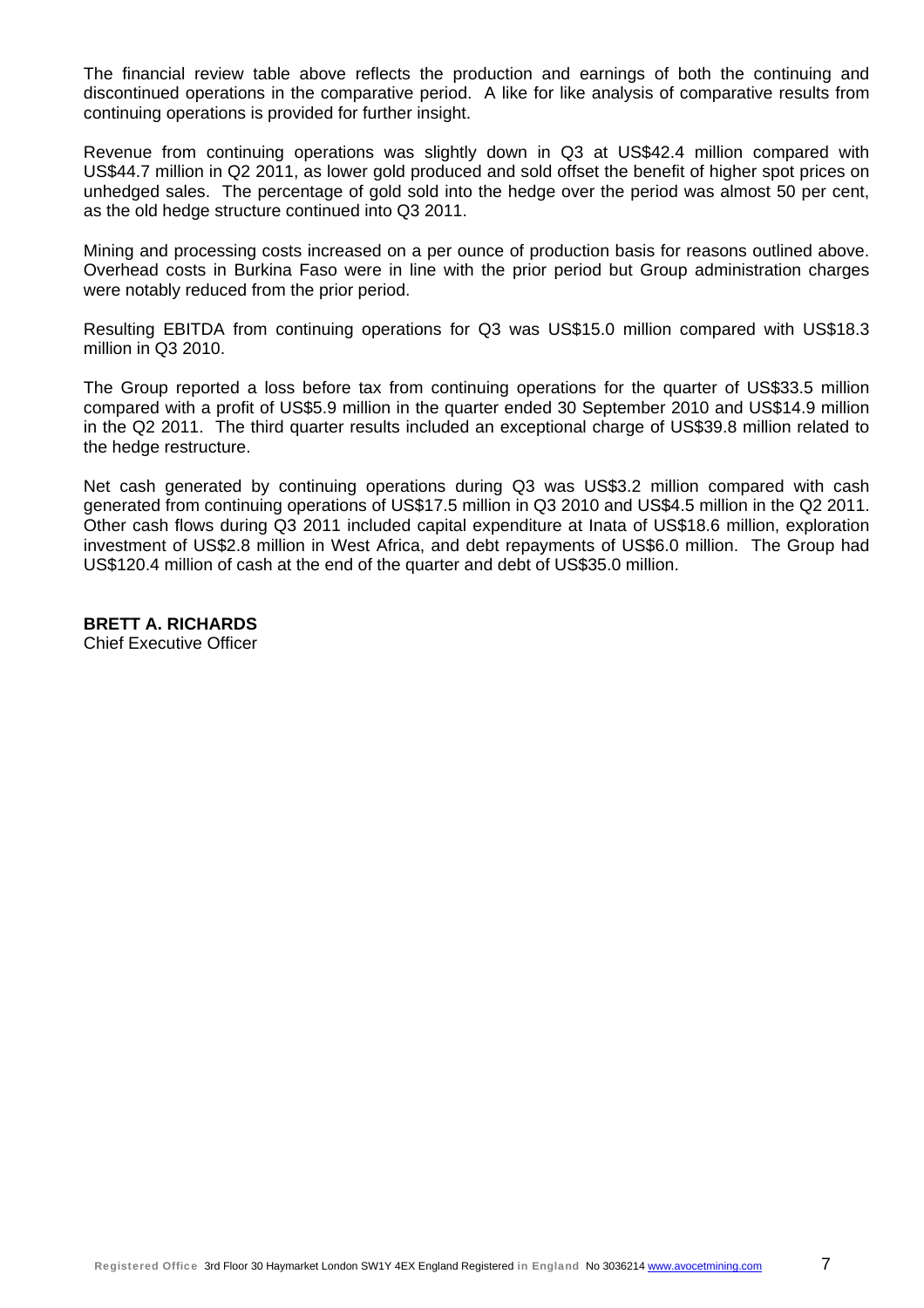The financial review table above reflects the production and earnings of both the continuing and discontinued operations in the comparative period. A like for like analysis of comparative results from continuing operations is provided for further insight.

Revenue from continuing operations was slightly down in Q3 at US$42.4 million compared with US$44.7 million in Q2 2011, as lower gold produced and sold offset the benefit of higher spot prices on unhedged sales. The percentage of gold sold into the hedge over the period was almost 50 per cent, as the old hedge structure continued into Q3 2011.

Mining and processing costs increased on a per ounce of production basis for reasons outlined above. Overhead costs in Burkina Faso were in line with the prior period but Group administration charges were notably reduced from the prior period.

Resulting EBITDA from continuing operations for Q3 was US$15.0 million compared with US$18.3 million in Q3 2010.

The Group reported a loss before tax from continuing operations for the quarter of US$33.5 million compared with a profit of US$5.9 million in the quarter ended 30 September 2010 and US$14.9 million in the Q2 2011. The third quarter results included an exceptional charge of US$39.8 million related to the hedge restructure.

Net cash generated by continuing operations during Q3 was US$3.2 million compared with cash generated from continuing operations of US$17.5 million in Q3 2010 and US$4.5 million in the Q2 2011. Other cash flows during Q3 2011 included capital expenditure at Inata of US$18.6 million, exploration investment of US$2.8 million in West Africa, and debt repayments of US$6.0 million. The Group had US$120.4 million of cash at the end of the quarter and debt of US$35.0 million.

**BRETT A. RICHARDS**
Chief Executive Officer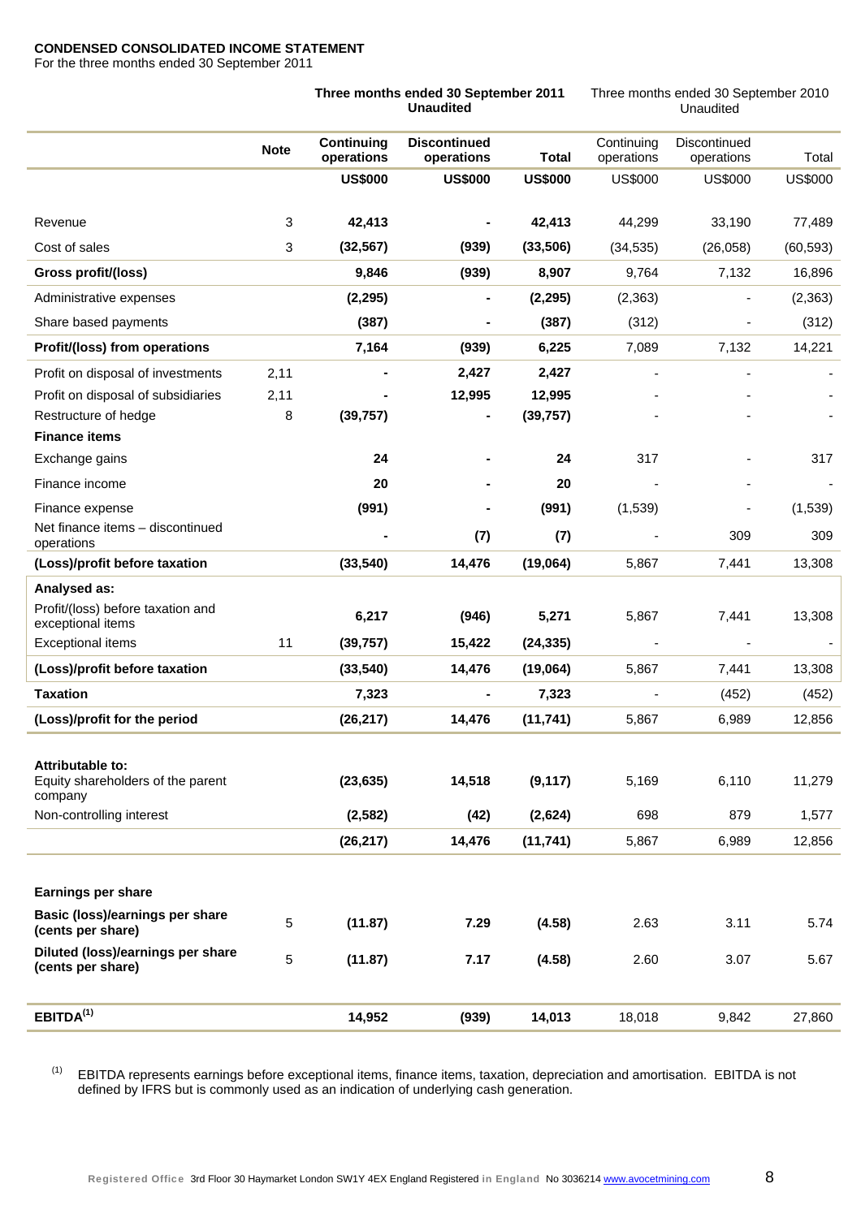**CONDENSED CONSOLIDATED INCOME STATEMENT**
For the three months ended 30 September 2011

| | Note | **Three months ended 30 September 2011 Unaudited** | | | Three months ended 30 September 2010 Unaudited | | |
|---|---|---|---|---|---|---|---|
| | | **Continuing operations** | **Discontinued operations** | **Total** | Continuing operations | Discontinued operations | Total |
| | | **US$000** | **US$000** | **US$000** | US$000 | US$000 | US$000 |
| Revenue | 3 | **42,413** | **-** | **42,413** | 44,299 | 33,190 | 77,489 |
| Cost of sales | 3 | **(32,567)** | **(939)** | **(33,506)** | (34,535) | (26,058) | (60,593) |
| **Gross profit/(loss)** | | **9,846** | **(939)** | **8,907** | 9,764 | 7,132 | 16,896 |
| Administrative expenses | | **(2,295)** | **-** | **(2,295)** | (2,363) | - | (2,363) |
| Share based payments | | **(387)** | **-** | **(387)** | (312) | - | (312) |
| **Profit/(loss) from operations** | | **7,164** | **(939)** | **6,225** | 7,089 | 7,132 | 14,221 |
| Profit on disposal of investments | 2,11 | **-** | **2,427** | **2,427** | - | - | - |
| Profit on disposal of subsidiaries | 2,11 | **-** | **12,995** | **12,995** | - | - | - |
| Restructure of hedge | 8 | **(39,757)** | **-** | **(39,757)** | - | - | - |
| **Finance items** | | | | | | | |
| Exchange gains | | **24** | **-** | **24** | 317 | - | 317 |
| Finance income | | **20** | **-** | **20** | - | - | - |
| Finance expense | | **(991)** | **-** | **(991)** | (1,539) | - | (1,539) |
| Net finance items – discontinued operations | | **-** | **(7)** | **(7)** | - | 309 | 309 |
| **(Loss)/profit before taxation** | | **(33,540)** | **14,476** | **(19,064)** | 5,867 | 7,441 | 13,308 |
| **Analysed as:** | | | | | | | |
| Profit/(loss) before taxation and exceptional items | | **6,217** | **(946)** | **5,271** | 5,867 | 7,441 | 13,308 |
| Exceptional items | 11 | **(39,757)** | **15,422** | **(24,335)** | - | - | - |
| **(Loss)/profit before taxation** | | **(33,540)** | **14,476** | **(19,064)** | 5,867 | 7,441 | 13,308 |
| **Taxation** | | **7,323** | **-** | **7,323** | - | (452) | (452) |
| **(Loss)/profit for the period** | | **(26,217)** | **14,476** | **(11,741)** | 5,867 | 6,989 | 12,856 |
| **Attributable to:** | | | | | | | |
| Equity shareholders of the parent company | | **(23,635)** | **14,518** | **(9,117)** | 5,169 | 6,110 | 11,279 |
| Non-controlling interest | | **(2,582)** | **(42)** | **(2,624)** | 698 | 879 | 1,577 |
| | | **(26,217)** | **14,476** | **(11,741)** | 5,867 | 6,989 | 12,856 |
| **Earnings per share** | | | | | | | |
| **Basic (loss)/earnings per share (cents per share)** | 5 | **(11.87)** | **7.29** | **(4.58)** | 2.63 | 3.11 | 5.74 |
| **Diluted (loss)/earnings per share (cents per share)** | 5 | **(11.87)** | **7.17** | **(4.58)** | 2.60 | 3.07 | 5.67 |
| **EBITDA[1]** | | **14,952** | **(939)** | **14,013** | 18,018 | 9,842 | 27,860 |

[1] EBITDA represents earnings before exceptional items, finance items, taxation, depreciation and amortisation. EBITDA is not defined by IFRS but is commonly used as an indication of underlying cash generation.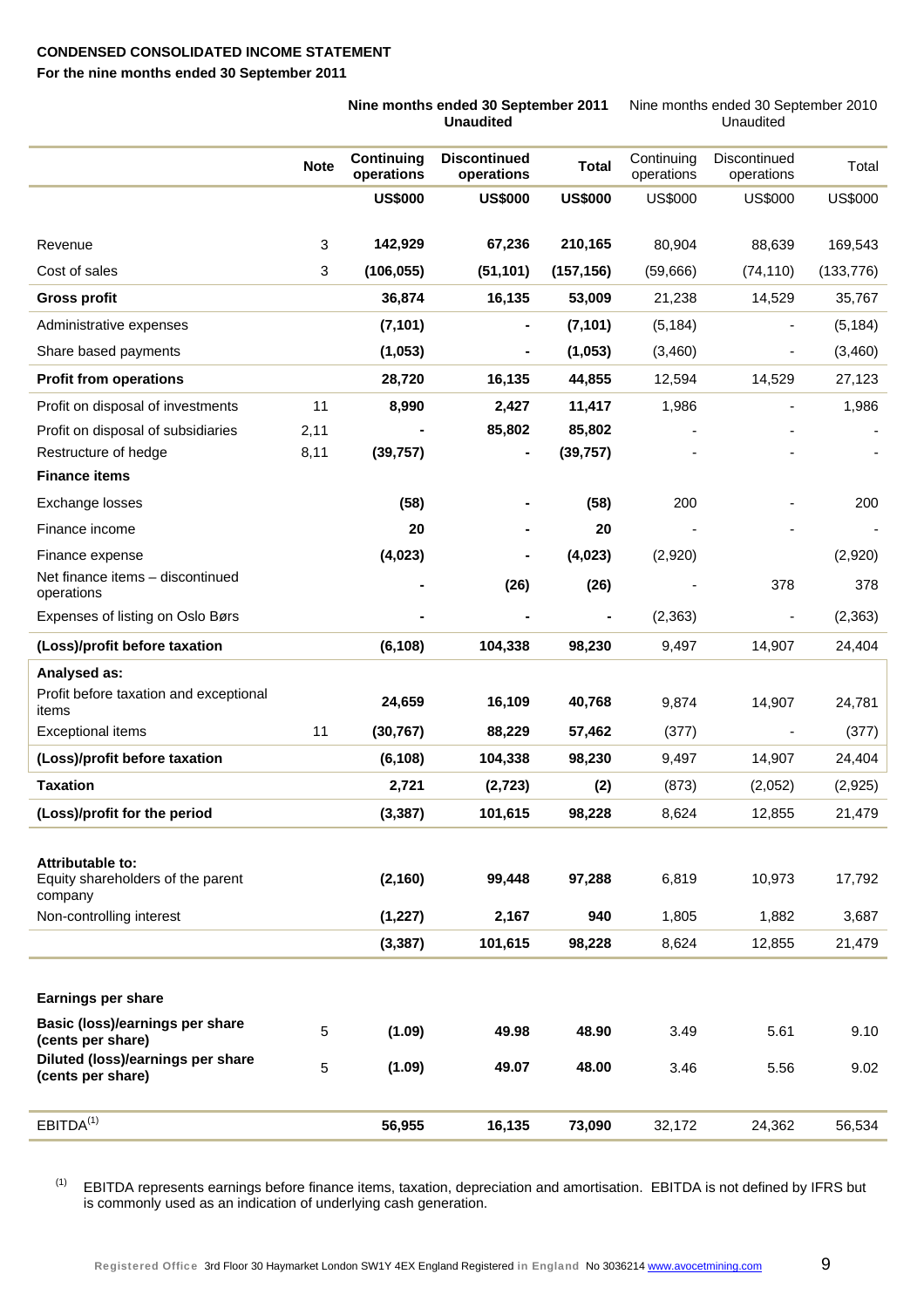**CONDENSED CONSOLIDATED INCOME STATEMENT**
**For the nine months ended 30 September 2011**

| | Note | Nine months ended 30 September 2011 Unaudited | | | Nine months ended 30 September 2010 Unaudited | | |
|---|---|---|---|---|---|---|---|
| | | **Continuing operations** | **Discontinued operations** | **Total** | Continuing operations | Discontinued operations | Total |
| | | **US$000** | **US$000** | **US$000** | US$000 | US$000 | US$000 |
| Revenue | 3 | **142,929** | **67,236** | **210,165** | 80,904 | 88,639 | 169,543 |
| Cost of sales | 3 | **(106,055)** | **(51,101)** | **(157,156)** | (59,666) | (74,110) | (133,776) |
| **Gross profit** | | **36,874** | **16,135** | **53,009** | 21,238 | 14,529 | 35,767 |
| Administrative expenses | | **(7,101)** | **-** | **(7,101)** | (5,184) | - | (5,184) |
| Share based payments | | **(1,053)** | **-** | **(1,053)** | (3,460) | - | (3,460) |
| **Profit from operations** | | **28,720** | **16,135** | **44,855** | 12,594 | 14,529 | 27,123 |
| Profit on disposal of investments | 11 | **8,990** | **2,427** | **11,417** | 1,986 | - | 1,986 |
| Profit on disposal of subsidiaries | 2,11 | **-** | **85,802** | **85,802** | - | - | - |
| Restructure of hedge | 8,11 | **(39,757)** | **-** | **(39,757)** | - | - | - |
| **Finance items** | | | | | | | |
| Exchange losses | | **(58)** | **-** | **(58)** | 200 | - | 200 |
| Finance income | | **20** | **-** | **20** | - | - | - |
| Finance expense | | **(4,023)** | **-** | **(4,023)** | (2,920) | | (2,920) |
| Net finance items – discontinued operations | | **-** | **(26)** | **(26)** | - | 378 | 378 |
| Expenses of listing on Oslo Børs | | **-** | **-** | **-** | (2,363) | - | (2,363) |
| **(Loss)/profit before taxation** | | **(6,108)** | **104,338** | **98,230** | 9,497 | 14,907 | 24,404 |
| **Analysed as:** | | | | | | | |
| Profit before taxation and exceptional items | | **24,659** | **16,109** | **40,768** | 9,874 | 14,907 | 24,781 |
| Exceptional items | 11 | **(30,767)** | **88,229** | **57,462** | (377) | - | (377) |
| **(Loss)/profit before taxation** | | **(6,108)** | **104,338** | **98,230** | 9,497 | 14,907 | 24,404 |
| **Taxation** | | **2,721** | **(2,723)** | **(2)** | (873) | (2,052) | (2,925) |
| **(Loss)/profit for the period** | | **(3,387)** | **101,615** | **98,228** | 8,624 | 12,855 | 21,479 |
| **Attributable to:** | | | | | | | |
| Equity shareholders of the parent company | | **(2,160)** | **99,448** | **97,288** | 6,819 | 10,973 | 17,792 |
| Non-controlling interest | | **(1,227)** | **2,167** | **940** | 1,805 | 1,882 | 3,687 |
| | | **(3,387)** | **101,615** | **98,228** | 8,624 | 12,855 | 21,479 |
| **Earnings per share** | | | | | | | |
| **Basic (loss)/earnings per share (cents per share)** | 5 | **(1.09)** | **49.98** | **48.90** | 3.49 | 5.61 | 9.10 |
| **Diluted (loss)/earnings per share (cents per share)** | 5 | **(1.09)** | **49.07** | **48.00** | 3.46 | 5.56 | 9.02 |
| EBITDA[(1)] | | **56,955** | **16,135** | **73,090** | 32,172 | 24,362 | 56,534 |

[(1)] EBITDA represents earnings before finance items, taxation, depreciation and amortisation. EBITDA is not defined by IFRS but is commonly used as an indication of underlying cash generation.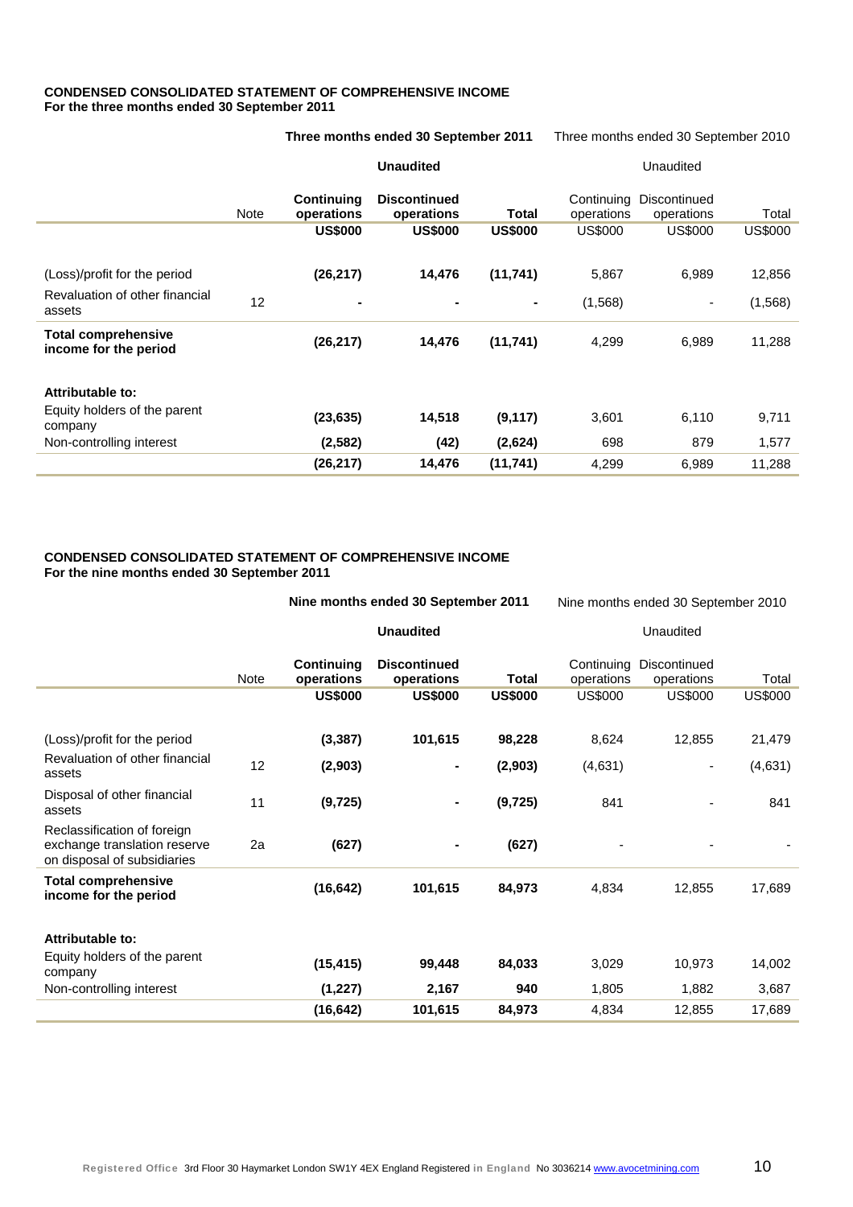**CONDENSED CONSOLIDATED STATEMENT OF COMPREHENSIVE INCOME**
**For the three months ended 30 September 2011**

| | | **Three months ended 30 September 2011** | | | Three months ended 30 September 2010 | | |
|---|---|---|---|---|---|---|---|
| | | **Unaudited** | | | Unaudited | | |
| | Note | **Continuing operations** | **Discontinued operations** | **Total** | Continuing operations | Discontinued operations | Total |
| | | **US$000** | **US$000** | **US$000** | US$000 | US$000 | US$000 |
| (Loss)/profit for the period | | **(26,217)** | **14,476** | **(11,741)** | 5,867 | 6,989 | 12,856 |
| Revaluation of other financial assets | 12 | **-** | **-** | **-** | (1,568) | - | (1,568) |
| **Total comprehensive income for the period** | | **(26,217)** | **14,476** | **(11,741)** | 4,299 | 6,989 | 11,288 |
| **Attributable to:** | | | | | | | |
| Equity holders of the parent company | | **(23,635)** | **14,518** | **(9,117)** | 3,601 | 6,110 | 9,711 |
| Non-controlling interest | | **(2,582)** | **(42)** | **(2,624)** | 698 | 879 | 1,577 |
| | | **(26,217)** | **14,476** | **(11,741)** | 4,299 | 6,989 | 11,288 |

**CONDENSED CONSOLIDATED STATEMENT OF COMPREHENSIVE INCOME**
**For the nine months ended 30 September 2011**

| | | **Nine months ended 30 September 2011** | | | Nine months ended 30 September 2010 | | |
|---|---|---|---|---|---|---|---|
| | | **Unaudited** | | | Unaudited | | |
| | Note | **Continuing operations** | **Discontinued operations** | **Total** | Continuing operations | Discontinued operations | Total |
| | | **US$000** | **US$000** | **US$000** | US$000 | US$000 | US$000 |
| (Loss)/profit for the period | | **(3,387)** | **101,615** | **98,228** | 8,624 | 12,855 | 21,479 |
| Revaluation of other financial assets | 12 | **(2,903)** | **-** | **(2,903)** | (4,631) | - | (4,631) |
| Disposal of other financial assets | 11 | **(9,725)** | **-** | **(9,725)** | 841 | - | 841 |
| Reclassification of foreign exchange translation reserve on disposal of subsidiaries | 2a | **(627)** | **-** | **(627)** | - | - | - |
| **Total comprehensive income for the period** | | **(16,642)** | **101,615** | **84,973** | 4,834 | 12,855 | 17,689 |
| **Attributable to:** | | | | | | | |
| Equity holders of the parent company | | **(15,415)** | **99,448** | **84,033** | 3,029 | 10,973 | 14,002 |
| Non-controlling interest | | **(1,227)** | **2,167** | **940** | 1,805 | 1,882 | 3,687 |
| | | **(16,642)** | **101,615** | **84,973** | 4,834 | 12,855 | 17,689 |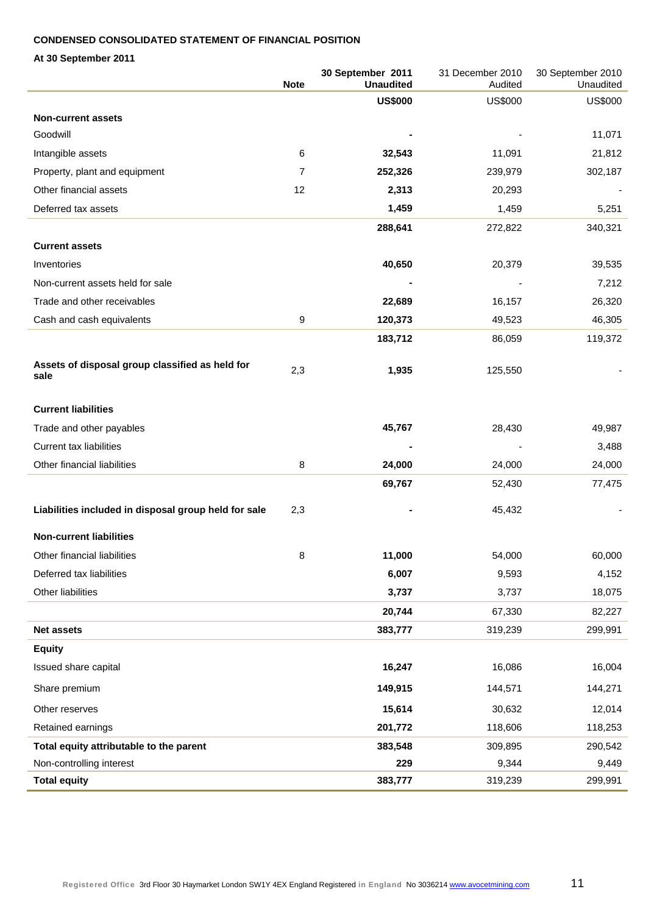**CONDENSED CONSOLIDATED STATEMENT OF FINANCIAL POSITION**

**At 30 September 2011**

| | Note | 30 September 2011 Unaudited | 31 December 2010 Audited | 30 September 2010 Unaudited |
|---|---|---|---|---|
| | | **US$000** | US$000 | US$000 |
| **Non-current assets** | | | | |
| Goodwill | | **-** | - | 11,071 |
| Intangible assets | 6 | **32,543** | 11,091 | 21,812 |
| Property, plant and equipment | 7 | **252,326** | 239,979 | 302,187 |
| Other financial assets | 12 | **2,313** | 20,293 | - |
| Deferred tax assets | | **1,459** | 1,459 | 5,251 |
| | | **288,641** | 272,822 | 340,321 |
| **Current assets** | | | | |
| Inventories | | **40,650** | 20,379 | 39,535 |
| Non-current assets held for sale | | **-** | - | 7,212 |
| Trade and other receivables | | **22,689** | 16,157 | 26,320 |
| Cash and cash equivalents | 9 | **120,373** | 49,523 | 46,305 |
| | | **183,712** | 86,059 | 119,372 |
| **Assets of disposal group classified as held for sale** | 2,3 | **1,935** | 125,550 | - |
| **Current liabilities** | | | | |
| Trade and other payables | | **45,767** | 28,430 | 49,987 |
| Current tax liabilities | | **-** | - | 3,488 |
| Other financial liabilities | 8 | **24,000** | 24,000 | 24,000 |
| | | **69,767** | 52,430 | 77,475 |
| **Liabilities included in disposal group held for sale** | 2,3 | **-** | 45,432 | - |
| **Non-current liabilities** | | | | |
| Other financial liabilities | 8 | **11,000** | 54,000 | 60,000 |
| Deferred tax liabilities | | **6,007** | 9,593 | 4,152 |
| Other liabilities | | **3,737** | 3,737 | 18,075 |
| | | **20,744** | 67,330 | 82,227 |
| **Net assets** | | **383,777** | 319,239 | 299,991 |
| **Equity** | | | | |
| Issued share capital | | **16,247** | 16,086 | 16,004 |
| Share premium | | **149,915** | 144,571 | 144,271 |
| Other reserves | | **15,614** | 30,632 | 12,014 |
| Retained earnings | | **201,772** | 118,606 | 118,253 |
| **Total equity attributable to the parent** | | **383,548** | 309,895 | 290,542 |
| Non-controlling interest | | **229** | 9,344 | 9,449 |
| **Total equity** | | **383,777** | 319,239 | 299,991 |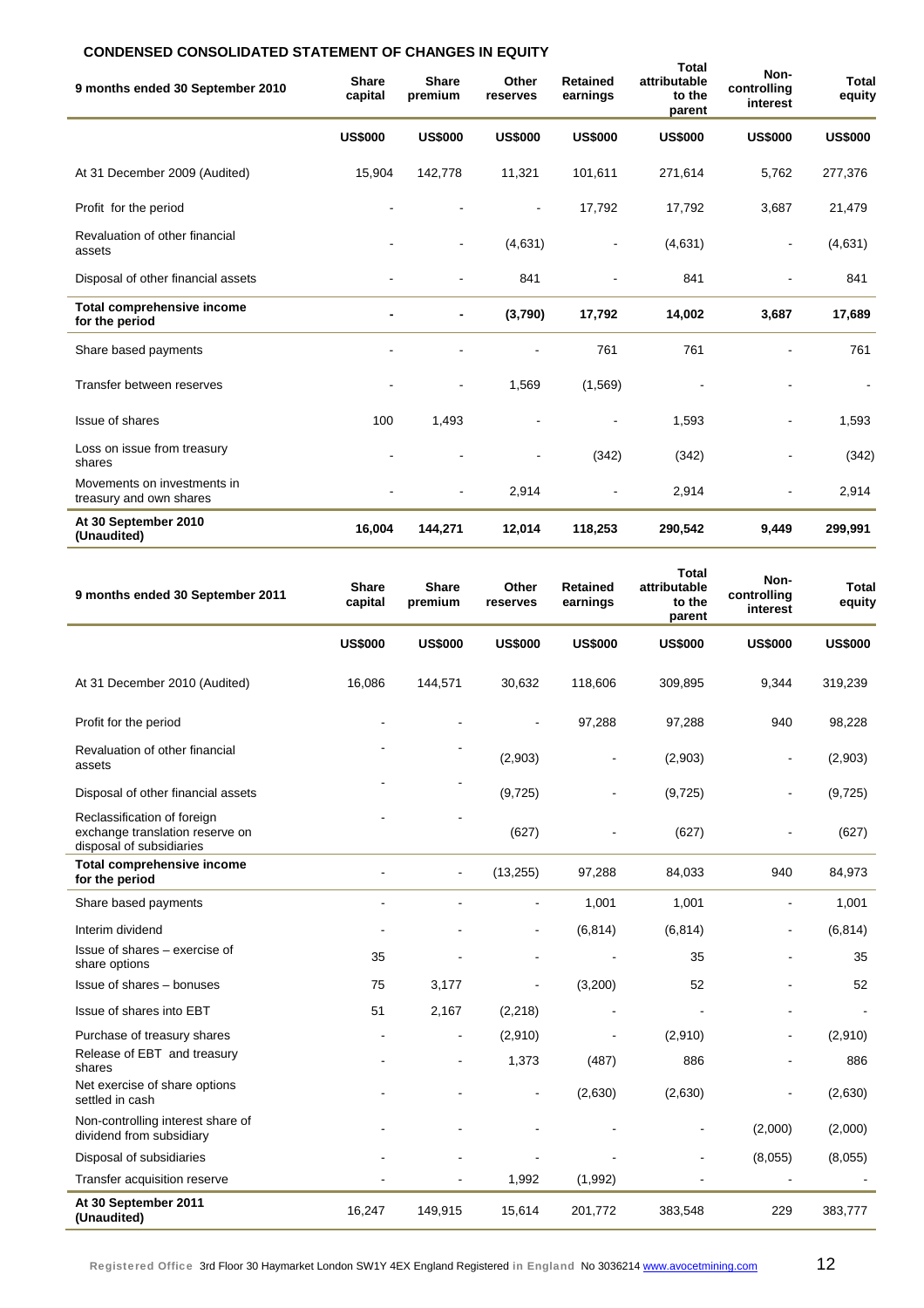**CONDENSED CONSOLIDATED STATEMENT OF CHANGES IN EQUITY**

| 9 months ended 30 September 2010 | Share capital | Share premium | Other reserves | Retained earnings | Total attributable to the parent | Non-controlling interest | Total equity |
|---|---|---|---|---|---|---|---|
| | US$000 | US$000 | US$000 | US$000 | US$000 | US$000 | US$000 |
| At 31 December 2009 (Audited) | 15,904 | 142,778 | 11,321 | 101,611 | 271,614 | 5,762 | 277,376 |
| Profit for the period | - | - | - | 17,792 | 17,792 | 3,687 | 21,479 |
| Revaluation of other financial assets | - | - | (4,631) | - | (4,631) | - | (4,631) |
| Disposal of other financial assets | - | - | 841 | - | 841 | - | 841 |
| **Total comprehensive income for the period** | **-** | **-** | **(3,790)** | **17,792** | **14,002** | **3,687** | **17,689** |
| Share based payments | - | - | - | 761 | 761 | - | 761 |
| Transfer between reserves | - | - | 1,569 | (1,569) | - | - | - |
| Issue of shares | 100 | 1,493 | - | - | 1,593 | - | 1,593 |
| Loss on issue from treasury shares | - | - | - | (342) | (342) | - | (342) |
| Movements on investments in treasury and own shares | - | - | 2,914 | - | 2,914 | - | 2,914 |
| **At 30 September 2010 (Unaudited)** | **16,004** | **144,271** | **12,014** | **118,253** | **290,542** | **9,449** | **299,991** |

| 9 months ended 30 September 2011 | Share capital | Share premium | Other reserves | Retained earnings | Total attributable to the parent | Non-controlling interest | Total equity |
|---|---|---|---|---|---|---|---|
| | US$000 | US$000 | US$000 | US$000 | US$000 | US$000 | US$000 |
| At 31 December 2010 (Audited) | 16,086 | 144,571 | 30,632 | 118,606 | 309,895 | 9,344 | 319,239 |
| Profit for the period | - | - | - | 97,288 | 97,288 | 940 | 98,228 |
| Revaluation of other financial assets | - | - | (2,903) | - | (2,903) | - | (2,903) |
| Disposal of other financial assets | - | - | (9,725) | - | (9,725) | - | (9,725) |
| Reclassification of foreign exchange translation reserve on disposal of subsidiaries | - | - | (627) | - | (627) | - | (627) |
| **Total comprehensive income for the period** | - | - | (13,255) | 97,288 | 84,033 | 940 | 84,973 |
| Share based payments | - | - | - | 1,001 | 1,001 | - | 1,001 |
| Interim dividend | - | - | - | (6,814) | (6,814) | - | (6,814) |
| Issue of shares – exercise of share options | 35 | - | - | - | 35 | - | 35 |
| Issue of shares – bonuses | 75 | 3,177 | - | (3,200) | 52 | - | 52 |
| Issue of shares into EBT | 51 | 2,167 | (2,218) | - | - | - | - |
| Purchase of treasury shares | - | - | (2,910) | - | (2,910) | - | (2,910) |
| Release of EBT and treasury shares | - | - | 1,373 | (487) | 886 | - | 886 |
| Net exercise of share options settled in cash | - | - | - | (2,630) | (2,630) | - | (2,630) |
| Non-controlling interest share of dividend from subsidiary | - | - | - | - | - | (2,000) | (2,000) |
| Disposal of subsidiaries | - | - | - | - | - | (8,055) | (8,055) |
| Transfer acquisition reserve | - | - | 1,992 | (1,992) | - | - | - |
| **At 30 September 2011 (Unaudited)** | 16,247 | 149,915 | 15,614 | 201,772 | 383,548 | 229 | 383,777 |

Registered Office 3rd Floor 30 Haymarket London SW1Y 4EX England Registered in England No 3036214 www.avocetmining.com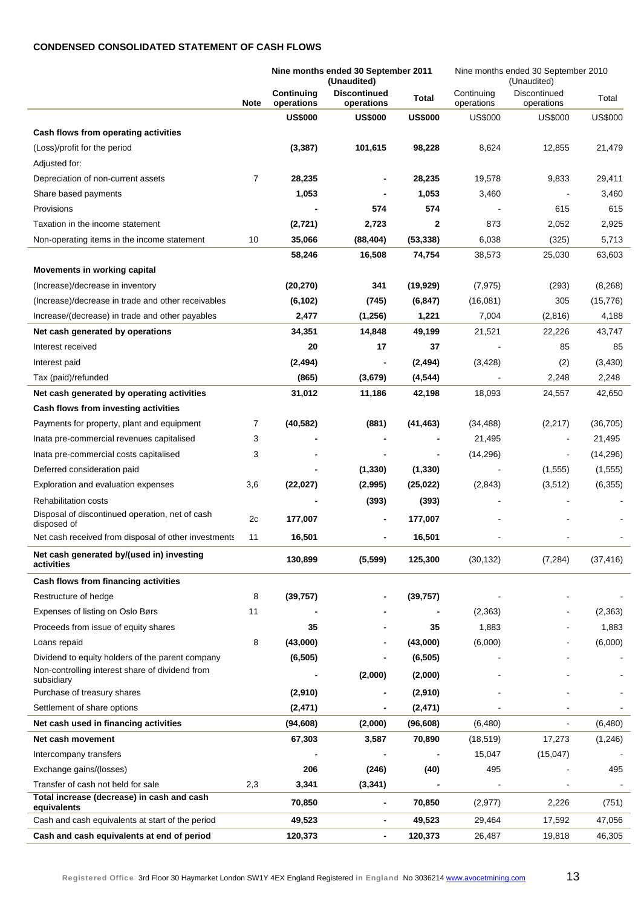## CONDENSED CONSOLIDATED STATEMENT OF CASH FLOWS

| | Note | Nine months ended 30 September 2011 (Unaudited) | | | Nine months ended 30 September 2010 (Unaudited) | | |
|---|---|---|---|---|---|---|---|
| | | **Continuing operations** | **Discontinued operations** | **Total** | Continuing operations | Discontinued operations | Total |
| | | **US$000** | **US$000** | **US$000** | US$000 | US$000 | US$000 |
| **Cash flows from operating activities** | | | | | | | |
| (Loss)/profit for the period | | **(3,387)** | **101,615** | **98,228** | 8,624 | 12,855 | 21,479 |
| Adjusted for: | | | | | | | |
| Depreciation of non-current assets | 7 | **28,235** | **-** | **28,235** | 19,578 | 9,833 | 29,411 |
| Share based payments | | **1,053** | **-** | **1,053** | 3,460 | - | 3,460 |
| Provisions | | **-** | **574** | **574** | - | 615 | 615 |
| Taxation in the income statement | | **(2,721)** | **2,723** | **2** | 873 | 2,052 | 2,925 |
| Non-operating items in the income statement | 10 | **35,066** | **(88,404)** | **(53,338)** | 6,038 | (325) | 5,713 |
| | | **58,246** | **16,508** | **74,754** | 38,573 | 25,030 | 63,603 |
| **Movements in working capital** | | | | | | | |
| (Increase)/decrease in inventory | | **(20,270)** | **341** | **(19,929)** | (7,975) | (293) | (8,268) |
| (Increase)/decrease in trade and other receivables | | **(6,102)** | **(745)** | **(6,847)** | (16,081) | 305 | (15,776) |
| Increase/(decrease) in trade and other payables | | **2,477** | **(1,256)** | **1,221** | 7,004 | (2,816) | 4,188 |
| **Net cash generated by operations** | | **34,351** | **14,848** | **49,199** | 21,521 | 22,226 | 43,747 |
| Interest received | | **20** | **17** | **37** | - | 85 | 85 |
| Interest paid | | **(2,494)** | **-** | **(2,494)** | (3,428) | (2) | (3,430) |
| Tax (paid)/refunded | | **(865)** | **(3,679)** | **(4,544)** | - | 2,248 | 2,248 |
| **Net cash generated by operating activities** | | **31,012** | **11,186** | **42,198** | 18,093 | 24,557 | 42,650 |
| **Cash flows from investing activities** | | | | | | | |
| Payments for property, plant and equipment | 7 | **(40,582)** | **(881)** | **(41,463)** | (34,488) | (2,217) | (36,705) |
| Inata pre-commercial revenues capitalised | 3 | **-** | **-** | **-** | 21,495 | - | 21,495 |
| Inata pre-commercial costs capitalised | 3 | **-** | **-** | **-** | (14,296) | - | (14,296) |
| Deferred consideration paid | | **-** | **(1,330)** | **(1,330)** | - | (1,555) | (1,555) |
| Exploration and evaluation expenses | 3,6 | **(22,027)** | **(2,995)** | **(25,022)** | (2,843) | (3,512) | (6,355) |
| Rehabilitation costs | | **-** | **(393)** | **(393)** | - | - | - |
| Disposal of discontinued operation, net of cash disposed of | 2c | **177,007** | **-** | **177,007** | - | - | - |
| Net cash received from disposal of other investments | 11 | **16,501** | **-** | **16,501** | - | - | - |
| **Net cash generated by/(used in) investing activities** | | **130,899** | **(5,599)** | **125,300** | (30,132) | (7,284) | (37,416) |
| **Cash flows from financing activities** | | | | | | | |
| Restructure of hedge | 8 | **(39,757)** | **-** | **(39,757)** | - | - | - |
| Expenses of listing on Oslo Børs | 11 | **-** | **-** | **-** | (2,363) | - | (2,363) |
| Proceeds from issue of equity shares | | **35** | **-** | **35** | 1,883 | - | 1,883 |
| Loans repaid | 8 | **(43,000)** | **-** | **(43,000)** | (6,000) | - | (6,000) |
| Dividend to equity holders of the parent company | | **(6,505)** | **-** | **(6,505)** | - | - | - |
| Non-controlling interest share of dividend from subsidiary | | **-** | **(2,000)** | **(2,000)** | - | - | - |
| Purchase of treasury shares | | **(2,910)** | **-** | **(2,910)** | - | - | - |
| Settlement of share options | | **(2,471)** | **-** | **(2,471)** | - | - | - |
| **Net cash used in financing activities** | | **(94,608)** | **(2,000)** | **(96,608)** | (6,480) | - | (6,480) |
| **Net cash movement** | | **67,303** | **3,587** | **70,890** | (18,519) | 17,273 | (1,246) |
| Intercompany transfers | | **-** | **-** | **-** | 15,047 | (15,047) | - |
| Exchange gains/(losses) | | **206** | **(246)** | **(40)** | 495 | - | 495 |
| Transfer of cash not held for sale | 2,3 | **3,341** | **(3,341)** | **-** | - | - | - |
| **Total increase (decrease) in cash and cash equivalents** | | **70,850** | **-** | **70,850** | (2,977) | 2,226 | (751) |
| Cash and cash equivalents at start of the period | | **49,523** | **-** | **49,523** | 29,464 | 17,592 | 47,056 |
| **Cash and cash equivalents at end of period** | | **120,373** | **-** | **120,373** | 26,487 | 19,818 | 46,305 |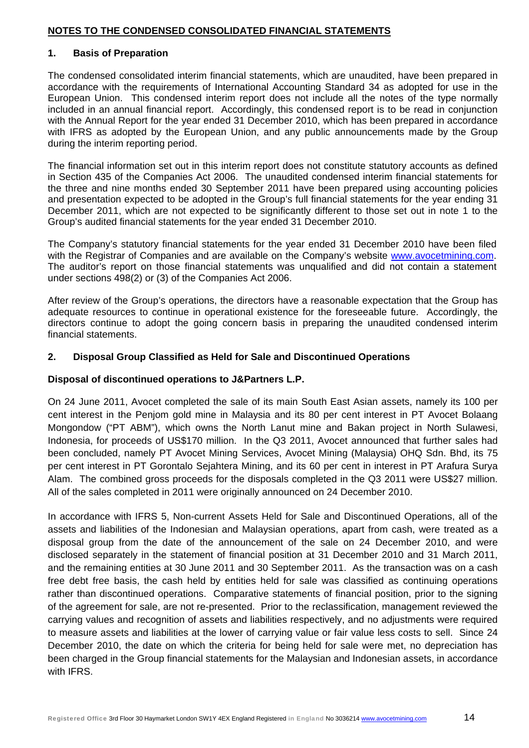## NOTES TO THE CONDENSED CONSOLIDATED FINANCIAL STATEMENTS

### 1. Basis of Preparation

The condensed consolidated interim financial statements, which are unaudited, have been prepared in accordance with the requirements of International Accounting Standard 34 as adopted for use in the European Union. This condensed interim report does not include all the notes of the type normally included in an annual financial report. Accordingly, this condensed report is to be read in conjunction with the Annual Report for the year ended 31 December 2010, which has been prepared in accordance with IFRS as adopted by the European Union, and any public announcements made by the Group during the interim reporting period.

The financial information set out in this interim report does not constitute statutory accounts as defined in Section 435 of the Companies Act 2006. The unaudited condensed interim financial statements for the three and nine months ended 30 September 2011 have been prepared using accounting policies and presentation expected to be adopted in the Group's full financial statements for the year ending 31 December 2011, which are not expected to be significantly different to those set out in note 1 to the Group's audited financial statements for the year ended 31 December 2010.

The Company's statutory financial statements for the year ended 31 December 2010 have been filed with the Registrar of Companies and are available on the Company's website www.avocetmining.com. The auditor's report on those financial statements was unqualified and did not contain a statement under sections 498(2) or (3) of the Companies Act 2006.

After review of the Group's operations, the directors have a reasonable expectation that the Group has adequate resources to continue in operational existence for the foreseeable future. Accordingly, the directors continue to adopt the going concern basis in preparing the unaudited condensed interim financial statements.

### 2. Disposal Group Classified as Held for Sale and Discontinued Operations

**Disposal of discontinued operations to J&Partners L.P.**

On 24 June 2011, Avocet completed the sale of its main South East Asian assets, namely its 100 per cent interest in the Penjom gold mine in Malaysia and its 80 per cent interest in PT Avocet Bolaang Mongondow ("PT ABM"), which owns the North Lanut mine and Bakan project in North Sulawesi, Indonesia, for proceeds of US$170 million. In the Q3 2011, Avocet announced that further sales had been concluded, namely PT Avocet Mining Services, Avocet Mining (Malaysia) OHQ Sdn. Bhd, its 75 per cent interest in PT Gorontalo Sejahtera Mining, and its 60 per cent in interest in PT Arafura Surya Alam. The combined gross proceeds for the disposals completed in the Q3 2011 were US$27 million. All of the sales completed in 2011 were originally announced on 24 December 2010.

In accordance with IFRS 5, Non-current Assets Held for Sale and Discontinued Operations, all of the assets and liabilities of the Indonesian and Malaysian operations, apart from cash, were treated as a disposal group from the date of the announcement of the sale on 24 December 2010, and were disclosed separately in the statement of financial position at 31 December 2010 and 31 March 2011, and the remaining entities at 30 June 2011 and 30 September 2011. As the transaction was on a cash free debt free basis, the cash held by entities held for sale was classified as continuing operations rather than discontinued operations. Comparative statements of financial position, prior to the signing of the agreement for sale, are not re-presented. Prior to the reclassification, management reviewed the carrying values and recognition of assets and liabilities respectively, and no adjustments were required to measure assets and liabilities at the lower of carrying value or fair value less costs to sell. Since 24 December 2010, the date on which the criteria for being held for sale were met, no depreciation has been charged in the Group financial statements for the Malaysian and Indonesian assets, in accordance with IFRS.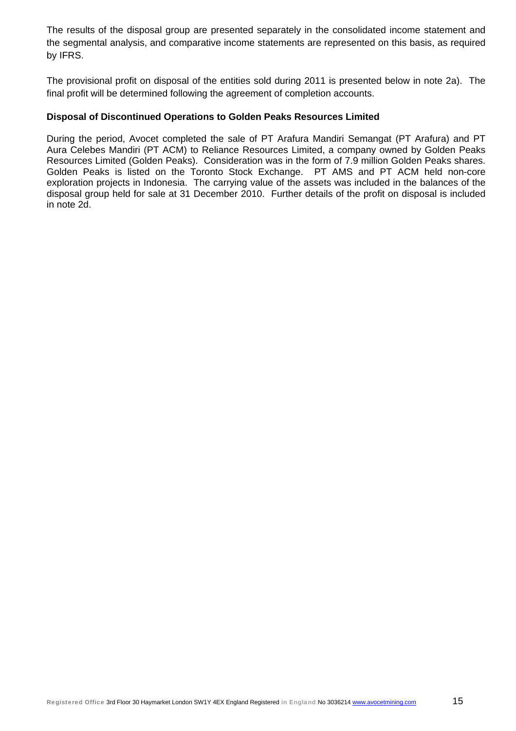The results of the disposal group are presented separately in the consolidated income statement and the segmental analysis, and comparative income statements are represented on this basis, as required by IFRS.

The provisional profit on disposal of the entities sold during 2011 is presented below in note 2a). The final profit will be determined following the agreement of completion accounts.

**Disposal of Discontinued Operations to Golden Peaks Resources Limited**

During the period, Avocet completed the sale of PT Arafura Mandiri Semangat (PT Arafura) and PT Aura Celebes Mandiri (PT ACM) to Reliance Resources Limited, a company owned by Golden Peaks Resources Limited (Golden Peaks). Consideration was in the form of 7.9 million Golden Peaks shares. Golden Peaks is listed on the Toronto Stock Exchange. PT AMS and PT ACM held non-core exploration projects in Indonesia. The carrying value of the assets was included in the balances of the disposal group held for sale at 31 December 2010. Further details of the profit on disposal is included in note 2d.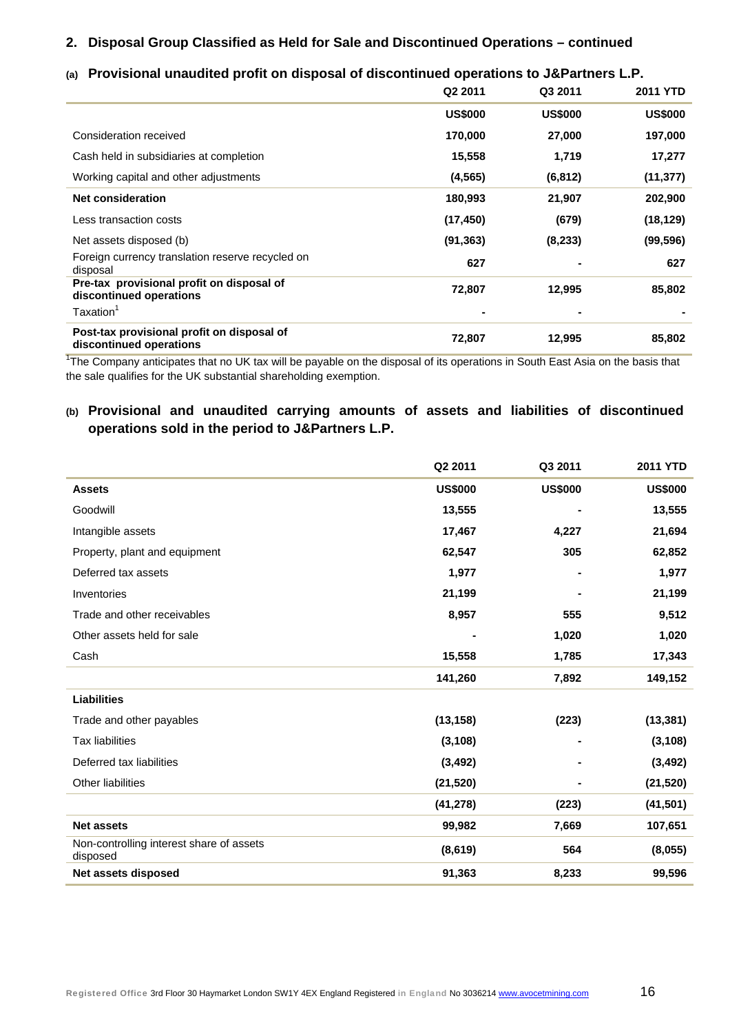## 2. Disposal Group Classified as Held for Sale and Discontinued Operations – continued

### (a) Provisional unaudited profit on disposal of discontinued operations to J&Partners L.P.

| | Q2 2011 | Q3 2011 | 2011 YTD |
|---|---|---|---|
| | **US$000** | **US$000** | **US$000** |
| Consideration received | **170,000** | **27,000** | **197,000** |
| Cash held in subsidiaries at completion | **15,558** | **1,719** | **17,277** |
| Working capital and other adjustments | **(4,565)** | **(6,812)** | **(11,377)** |
| **Net consideration** | **180,993** | **21,907** | **202,900** |
| Less transaction costs | **(17,450)** | **(679)** | **(18,129)** |
| Net assets disposed (b) | **(91,363)** | **(8,233)** | **(99,596)** |
| Foreign currency translation reserve recycled on disposal | **627** | **-** | **627** |
| **Pre-tax provisional profit on disposal of discontinued operations** | **72,807** | **12,995** | **85,802** |
| Taxation[1] | **-** | **-** | **-** |
| **Post-tax provisional profit on disposal of discontinued operations** | **72,807** | **12,995** | **85,802** |

[1]The Company anticipates that no UK tax will be payable on the disposal of its operations in South East Asia on the basis that the sale qualifies for the UK substantial shareholding exemption.

### (b) Provisional and unaudited carrying amounts of assets and liabilities of discontinued operations sold in the period to J&Partners L.P.

| | Q2 2011 | Q3 2011 | 2011 YTD |
|---|---|---|---|
| **Assets** | **US$000** | **US$000** | **US$000** |
| Goodwill | **13,555** | **-** | **13,555** |
| Intangible assets | **17,467** | **4,227** | **21,694** |
| Property, plant and equipment | **62,547** | **305** | **62,852** |
| Deferred tax assets | **1,977** | **-** | **1,977** |
| Inventories | **21,199** | **-** | **21,199** |
| Trade and other receivables | **8,957** | **555** | **9,512** |
| Other assets held for sale | **-** | **1,020** | **1,020** |
| Cash | **15,558** | **1,785** | **17,343** |
| | **141,260** | **7,892** | **149,152** |
| **Liabilities** | | | |
| Trade and other payables | **(13,158)** | **(223)** | **(13,381)** |
| Tax liabilities | **(3,108)** | **-** | **(3,108)** |
| Deferred tax liabilities | **(3,492)** | **-** | **(3,492)** |
| Other liabilities | **(21,520)** | **-** | **(21,520)** |
| | **(41,278)** | **(223)** | **(41,501)** |
| **Net assets** | **99,982** | **7,669** | **107,651** |
| Non-controlling interest share of assets disposed | **(8,619)** | **564** | **(8,055)** |
| **Net assets disposed** | **91,363** | **8,233** | **99,596** |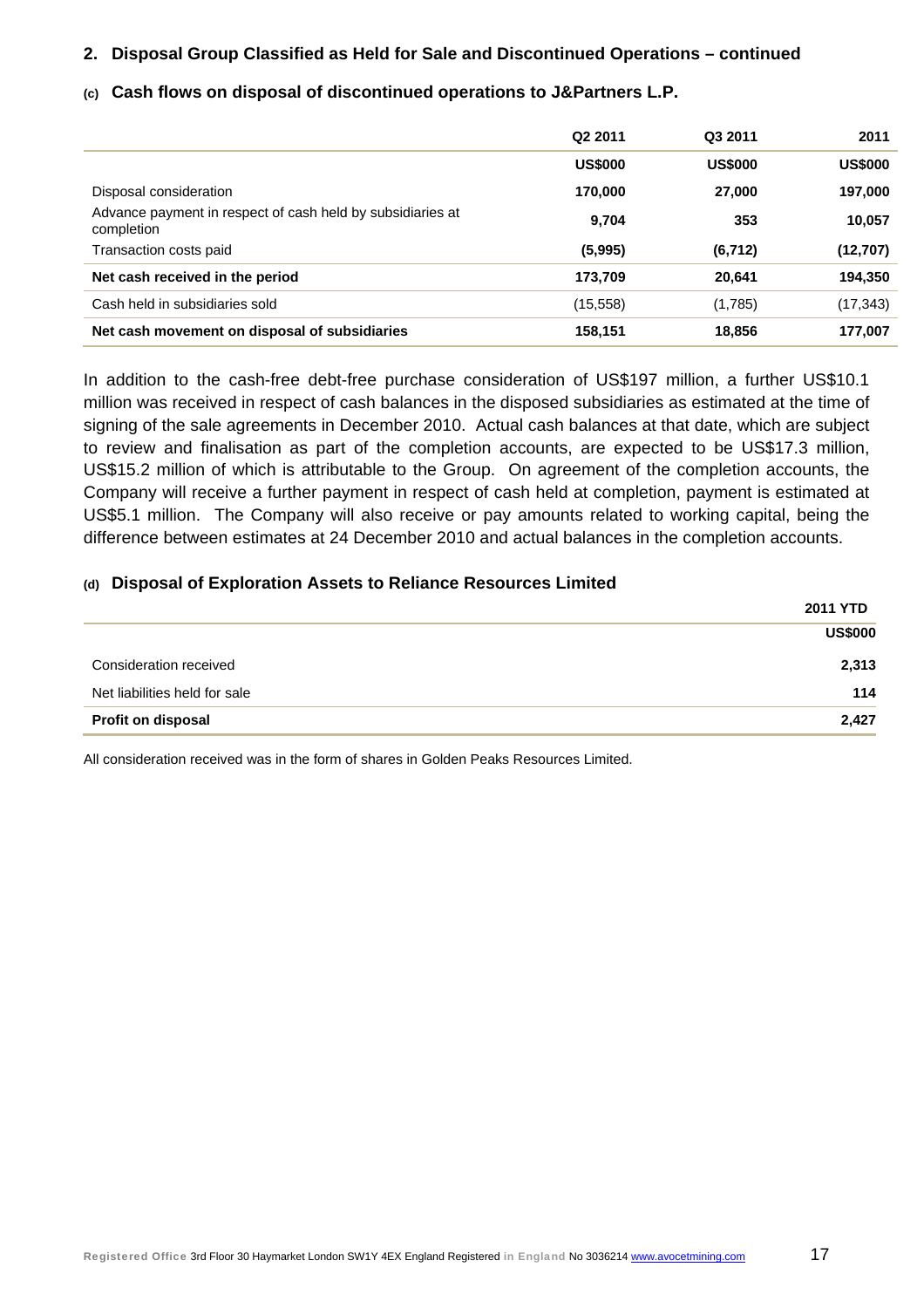## 2. Disposal Group Classified as Held for Sale and Discontinued Operations – continued

### (c) Cash flows on disposal of discontinued operations to J&Partners L.P.

| | Q2 2011 | Q3 2011 | 2011 |
|---|---|---|---|
| | **US$000** | **US$000** | **US$000** |
| Disposal consideration | **170,000** | **27,000** | **197,000** |
| Advance payment in respect of cash held by subsidiaries at completion | **9,704** | **353** | **10,057** |
| Transaction costs paid | **(5,995)** | **(6,712)** | **(12,707)** |
| **Net cash received in the period** | **173,709** | **20,641** | **194,350** |
| Cash held in subsidiaries sold | (15,558) | (1,785) | (17,343) |
| **Net cash movement on disposal of subsidiaries** | **158,151** | **18,856** | **177,007** |

In addition to the cash-free debt-free purchase consideration of US$197 million, a further US$10.1 million was received in respect of cash balances in the disposed subsidiaries as estimated at the time of signing of the sale agreements in December 2010. Actual cash balances at that date, which are subject to review and finalisation as part of the completion accounts, are expected to be US$17.3 million, US$15.2 million of which is attributable to the Group. On agreement of the completion accounts, the Company will receive a further payment in respect of cash held at completion, payment is estimated at US$5.1 million. The Company will also receive or pay amounts related to working capital, being the difference between estimates at 24 December 2010 and actual balances in the completion accounts.

### (d) Disposal of Exploration Assets to Reliance Resources Limited

| | 2011 YTD |
|---|---|
| | **US$000** |
| Consideration received | **2,313** |
| Net liabilities held for sale | **114** |
| **Profit on disposal** | **2,427** |

All consideration received was in the form of shares in Golden Peaks Resources Limited.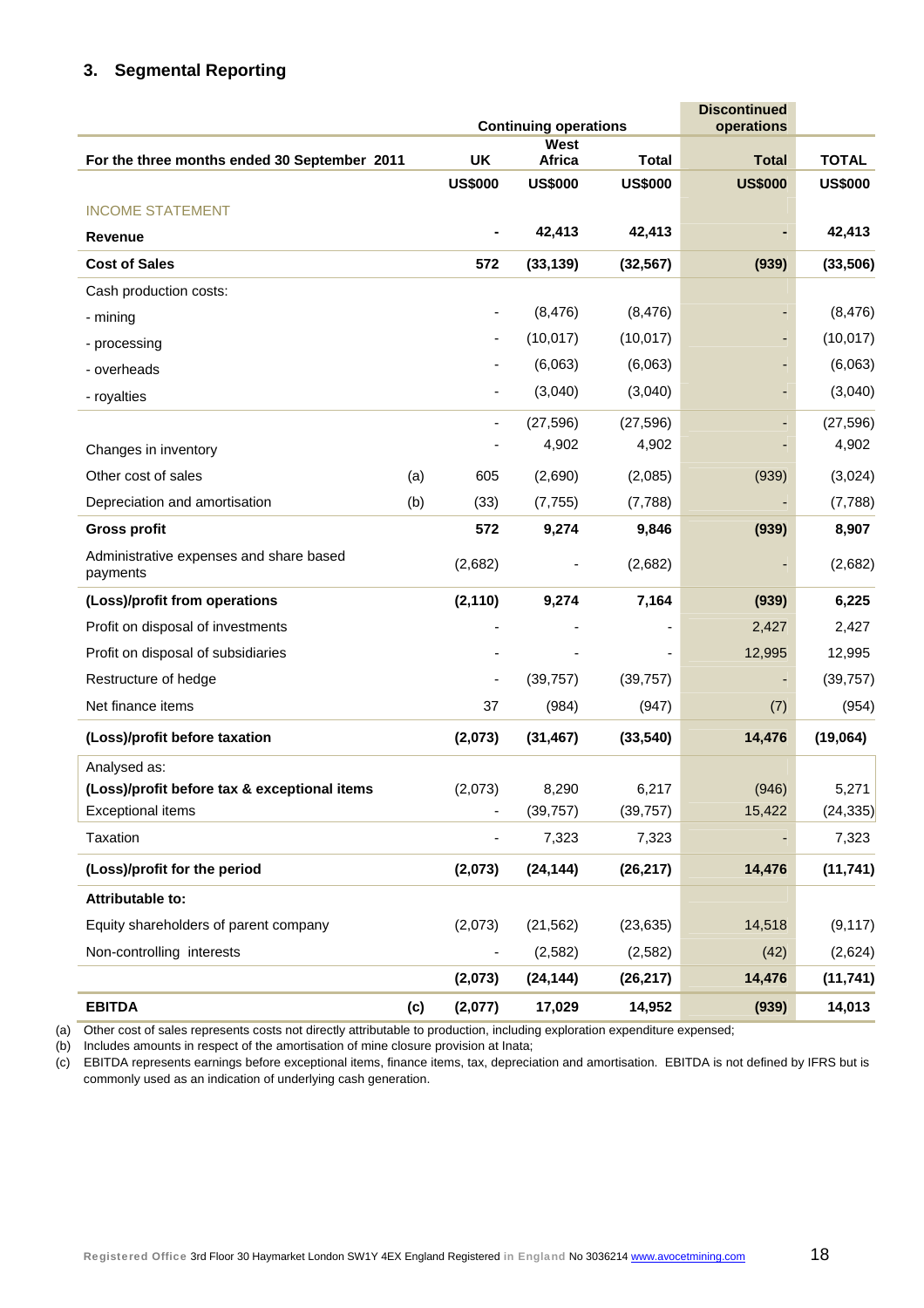## 3. Segmental Reporting

| | | Continuing operations | | | Discontinued operations | |
|---|---|---|---|---|---|---|
| **For the three months ended 30 September 2011** | | **UK** | **West Africa** | **Total** | **Total** | **TOTAL** |
| | | **US$000** | **US$000** | **US$000** | **US$000** | **US$000** |
| INCOME STATEMENT | | | | | | |
| **Revenue** | | **-** | **42,413** | **42,413** | **-** | **42,413** |
| **Cost of Sales** | | **572** | **(33,139)** | **(32,567)** | **(939)** | **(33,506)** |
| Cash production costs: | | | | | | |
| - mining | | - | (8,476) | (8,476) | - | (8,476) |
| - processing | | - | (10,017) | (10,017) | - | (10,017) |
| - overheads | | - | (6,063) | (6,063) | - | (6,063) |
| - royalties | | - | (3,040) | (3,040) | - | (3,040) |
| | | - | (27,596) | (27,596) | - | (27,596) |
| Changes in inventory | | - | 4,902 | 4,902 | - | 4,902 |
| Other cost of sales | (a) | 605 | (2,690) | (2,085) | (939) | (3,024) |
| Depreciation and amortisation | (b) | (33) | (7,755) | (7,788) | - | (7,788) |
| **Gross profit** | | **572** | **9,274** | **9,846** | **(939)** | **8,907** |
| Administrative expenses and share based payments | | (2,682) | - | (2,682) | - | (2,682) |
| **(Loss)/profit from operations** | | **(2,110)** | **9,274** | **7,164** | **(939)** | **6,225** |
| Profit on disposal of investments | | - | - | - | 2,427 | 2,427 |
| Profit on disposal of subsidiaries | | - | - | - | 12,995 | 12,995 |
| Restructure of hedge | | - | (39,757) | (39,757) | - | (39,757) |
| Net finance items | | 37 | (984) | (947) | (7) | (954) |
| **(Loss)/profit before taxation** | | **(2,073)** | **(31,467)** | **(33,540)** | **14,476** | **(19,064)** |
| Analysed as: | | | | | | |
| **(Loss)/profit before tax & exceptional items** | | (2,073) | 8,290 | 6,217 | (946) | 5,271 |
| Exceptional items | | - | (39,757) | (39,757) | 15,422 | (24,335) |
| Taxation | | - | 7,323 | 7,323 | - | 7,323 |
| **(Loss)/profit for the period** | | **(2,073)** | **(24,144)** | **(26,217)** | **14,476** | **(11,741)** |
| **Attributable to:** | | | | | | |
| Equity shareholders of parent company | | (2,073) | (21,562) | (23,635) | 14,518 | (9,117) |
| Non-controlling interests | | - | (2,582) | (2,582) | (42) | (2,624) |
| | | **(2,073)** | **(24,144)** | **(26,217)** | **14,476** | **(11,741)** |
| **EBITDA** | **(c)** | **(2,077)** | **17,029** | **14,952** | **(939)** | **14,013** |

(a) Other cost of sales represents costs not directly attributable to production, including exploration expenditure expensed;
(b) Includes amounts in respect of the amortisation of mine closure provision at Inata;
(c) EBITDA represents earnings before exceptional items, finance items, tax, depreciation and amortisation. EBITDA is not defined by IFRS but is commonly used as an indication of underlying cash generation.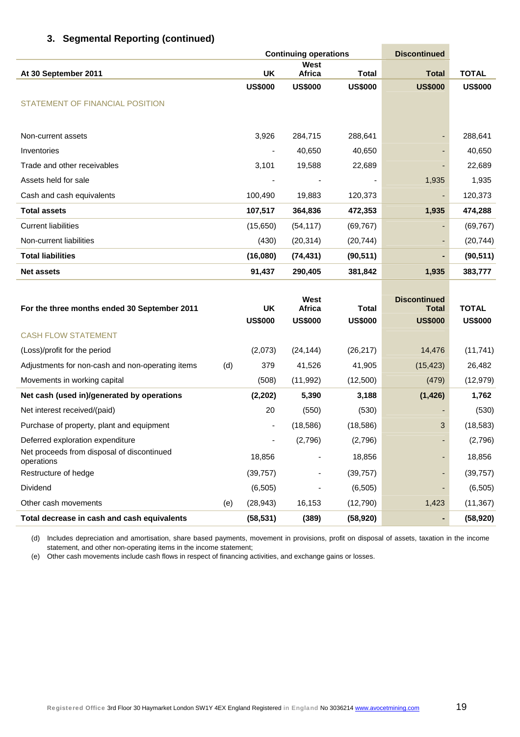### 3. Segmental Reporting (continued)

| At 30 September 2011 | | Continuing operations UK | West Africa | Total | Discontinued Total | TOTAL |
|---|---|---|---|---|---|---|
| | | US$000 | US$000 | US$000 | US$000 | US$000 |
| STATEMENT OF FINANCIAL POSITION | | | | | | |
| Non-current assets | | 3,926 | 284,715 | 288,641 | - | 288,641 |
| Inventories | | - | 40,650 | 40,650 | - | 40,650 |
| Trade and other receivables | | 3,101 | 19,588 | 22,689 | - | 22,689 |
| Assets held for sale | | - | - | - | 1,935 | 1,935 |
| Cash and cash equivalents | | 100,490 | 19,883 | 120,373 | - | 120,373 |
| **Total assets** | | **107,517** | **364,836** | **472,353** | **1,935** | **474,288** |
| Current liabilities | | (15,650) | (54,117) | (69,767) | - | (69,767) |
| Non-current liabilities | | (430) | (20,314) | (20,744) | - | (20,744) |
| **Total liabilities** | | **(16,080)** | **(74,431)** | **(90,511)** | **-** | **(90,511)** |
| **Net assets** | | **91,437** | **290,405** | **381,842** | **1,935** | **383,777** |

| For the three months ended 30 September 2011 | | UK | West Africa | Total | Discontinued Total | TOTAL |
|---|---|---|---|---|---|---|
| | | US$000 | US$000 | US$000 | US$000 | US$000 |
| CASH FLOW STATEMENT | | | | | | |
| (Loss)/profit for the period | | (2,073) | (24,144) | (26,217) | 14,476 | (11,741) |
| Adjustments for non-cash and non-operating items | (d) | 379 | 41,526 | 41,905 | (15,423) | 26,482 |
| Movements in working capital | | (508) | (11,992) | (12,500) | (479) | (12,979) |
| **Net cash (used in)/generated by operations** | | **(2,202)** | **5,390** | **3,188** | **(1,426)** | **1,762** |
| Net interest received/(paid) | | 20 | (550) | (530) | - | (530) |
| Purchase of property, plant and equipment | | - | (18,586) | (18,586) | 3 | (18,583) |
| Deferred exploration expenditure | | - | (2,796) | (2,796) | - | (2,796) |
| Net proceeds from disposal of discontinued operations | | 18,856 | - | 18,856 | - | 18,856 |
| Restructure of hedge | | (39,757) | - | (39,757) | - | (39,757) |
| Dividend | | (6,505) | - | (6,505) | - | (6,505) |
| Other cash movements | (e) | (28,943) | 16,153 | (12,790) | 1,423 | (11,367) |
| **Total decrease in cash and cash equivalents** | | **(58,531)** | **(389)** | **(58,920)** | **-** | **(58,920)** |

(d) Includes depreciation and amortisation, share based payments, movement in provisions, profit on disposal of assets, taxation in the income statement, and other non-operating items in the income statement;

(e) Other cash movements include cash flows in respect of financing activities, and exchange gains or losses.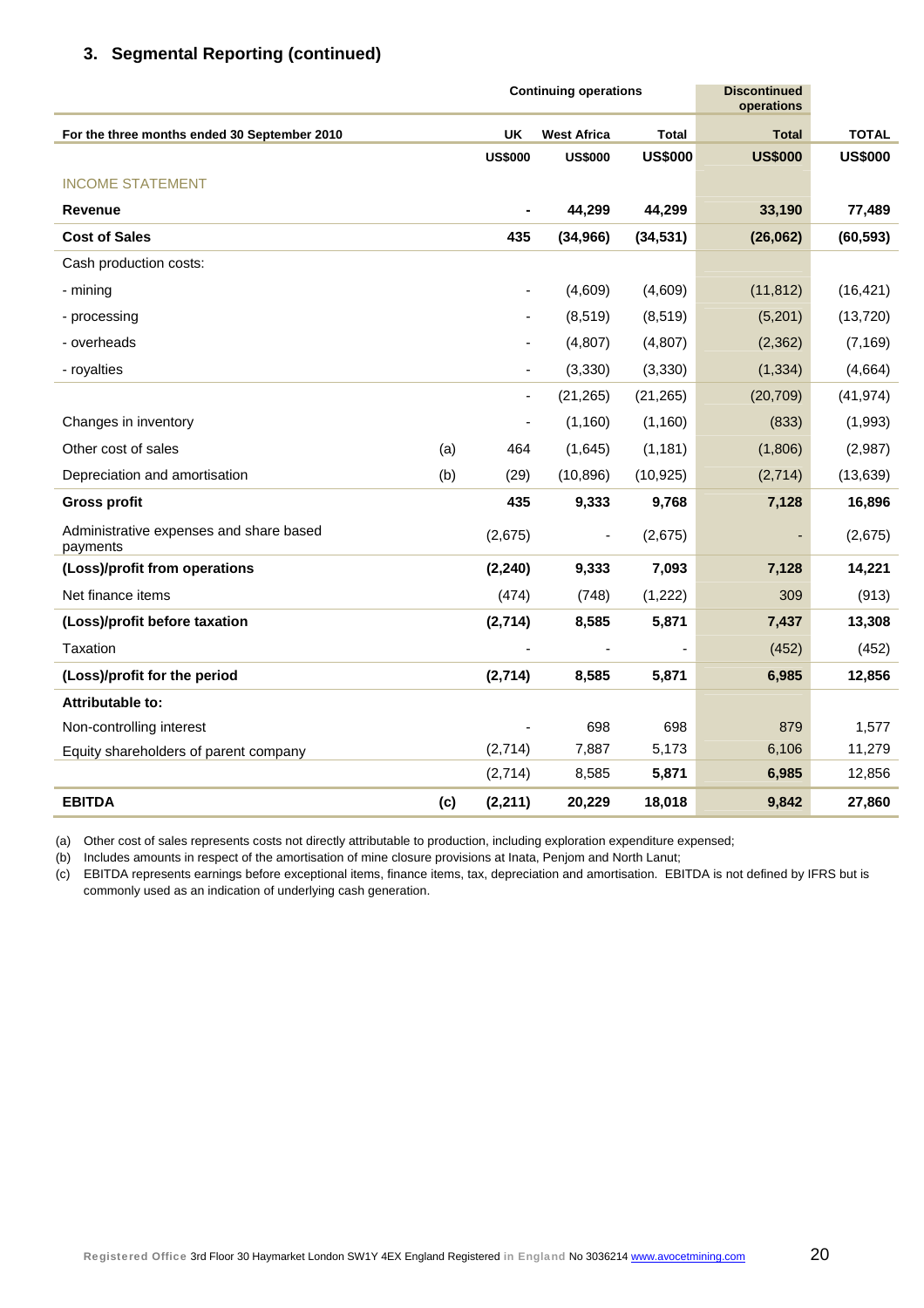### 3. Segmental Reporting (continued)

| | | Continuing operations | | | Discontinued operations | |
|---|---|---|---|---|---|---|
| For the three months ended 30 September 2010 | | UK | West Africa | Total | Total | TOTAL |
| | | US$000 | US$000 | US$000 | US$000 | US$000 |
| INCOME STATEMENT | | | | | | |
| **Revenue** | | **-** | **44,299** | **44,299** | **33,190** | **77,489** |
| **Cost of Sales** | | **435** | **(34,966)** | **(34,531)** | **(26,062)** | **(60,593)** |
| Cash production costs: | | | | | | |
| - mining | | - | (4,609) | (4,609) | (11,812) | (16,421) |
| - processing | | - | (8,519) | (8,519) | (5,201) | (13,720) |
| - overheads | | - | (4,807) | (4,807) | (2,362) | (7,169) |
| - royalties | | - | (3,330) | (3,330) | (1,334) | (4,664) |
| | | - | (21,265) | (21,265) | (20,709) | (41,974) |
| Changes in inventory | | - | (1,160) | (1,160) | (833) | (1,993) |
| Other cost of sales | (a) | 464 | (1,645) | (1,181) | (1,806) | (2,987) |
| Depreciation and amortisation | (b) | (29) | (10,896) | (10,925) | (2,714) | (13,639) |
| **Gross profit** | | **435** | **9,333** | **9,768** | **7,128** | **16,896** |
| Administrative expenses and share based payments | | (2,675) | - | (2,675) | - | (2,675) |
| **(Loss)/profit from operations** | | **(2,240)** | **9,333** | **7,093** | **7,128** | **14,221** |
| Net finance items | | (474) | (748) | (1,222) | 309 | (913) |
| **(Loss)/profit before taxation** | | **(2,714)** | **8,585** | **5,871** | **7,437** | **13,308** |
| Taxation | | - | - | - | (452) | (452) |
| **(Loss)/profit for the period** | | **(2,714)** | **8,585** | **5,871** | **6,985** | **12,856** |
| **Attributable to:** | | | | | | |
| Non-controlling interest | | - | 698 | 698 | 879 | 1,577 |
| Equity shareholders of parent company | | (2,714) | 7,887 | 5,173 | 6,106 | 11,279 |
| | | (2,714) | 8,585 | **5,871** | **6,985** | 12,856 |
| **EBITDA** | **(c)** | **(2,211)** | **20,229** | **18,018** | **9,842** | **27,860** |

(a) Other cost of sales represents costs not directly attributable to production, including exploration expenditure expensed;

(b) Includes amounts in respect of the amortisation of mine closure provisions at Inata, Penjom and North Lanut;

(c) EBITDA represents earnings before exceptional items, finance items, tax, depreciation and amortisation. EBITDA is not defined by IFRS but is commonly used as an indication of underlying cash generation.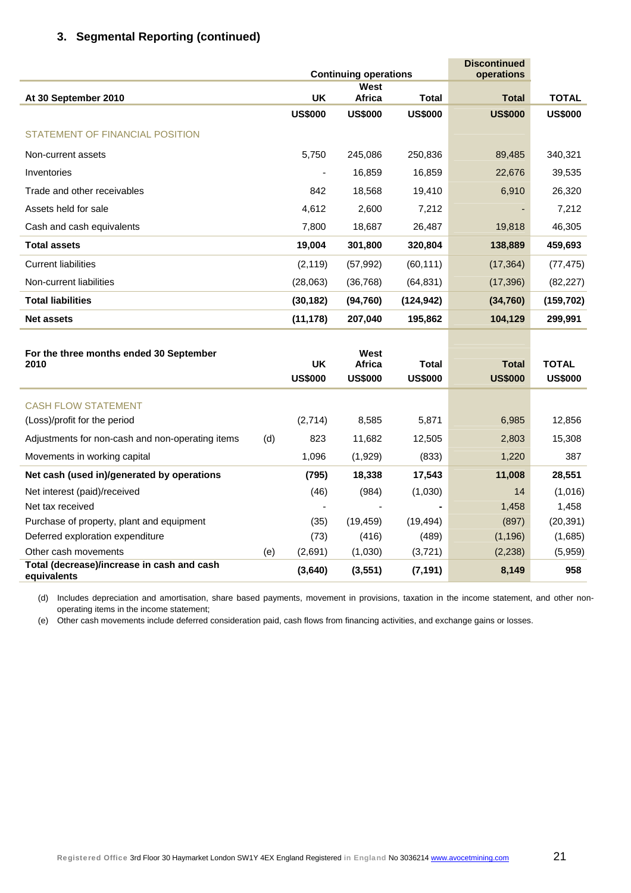### 3. Segmental Reporting (continued)

| | | Continuing operations | | | Discontinued operations | |
|---|---|---|---|---|---|---|
| **At 30 September 2010** | | **UK** | **West Africa** | **Total** | **Total** | **TOTAL** |
| | | **US\$000** | **US\$000** | **US\$000** | **US\$000** | **US\$000** |
| STATEMENT OF FINANCIAL POSITION | | | | | | |
| Non-current assets | | 5,750 | 245,086 | 250,836 | 89,485 | 340,321 |
| Inventories | | - | 16,859 | 16,859 | 22,676 | 39,535 |
| Trade and other receivables | | 842 | 18,568 | 19,410 | 6,910 | 26,320 |
| Assets held for sale | | 4,612 | 2,600 | 7,212 | - | 7,212 |
| Cash and cash equivalents | | 7,800 | 18,687 | 26,487 | 19,818 | 46,305 |
| **Total assets** | | **19,004** | **301,800** | **320,804** | **138,889** | **459,693** |
| Current liabilities | | (2,119) | (57,992) | (60,111) | (17,364) | (77,475) |
| Non-current liabilities | | (28,063) | (36,768) | (64,831) | (17,396) | (82,227) |
| **Total liabilities** | | **(30,182)** | **(94,760)** | **(124,942)** | **(34,760)** | **(159,702)** |
| **Net assets** | | **(11,178)** | **207,040** | **195,862** | **104,129** | **299,991** |

| **For the three months ended 30 September 2010** | | **UK** | **West Africa** | **Total** | **Total** | **TOTAL** |
|---|---|---|---|---|---|---|
| | | **US\$000** | **US\$000** | **US\$000** | **US\$000** | **US\$000** |
| CASH FLOW STATEMENT | | | | | | |
| (Loss)/profit for the period | | (2,714) | 8,585 | 5,871 | 6,985 | 12,856 |
| Adjustments for non-cash and non-operating items | (d) | 823 | 11,682 | 12,505 | 2,803 | 15,308 |
| Movements in working capital | | 1,096 | (1,929) | (833) | 1,220 | 387 |
| **Net cash (used in)/generated by operations** | | **(795)** | **18,338** | **17,543** | **11,008** | **28,551** |
| Net interest (paid)/received | | (46) | (984) | (1,030) | 14 | (1,016) |
| Net tax received | | - | - | - | 1,458 | 1,458 |
| Purchase of property, plant and equipment | | (35) | (19,459) | (19,494) | (897) | (20,391) |
| Deferred exploration expenditure | | (73) | (416) | (489) | (1,196) | (1,685) |
| Other cash movements | (e) | (2,691) | (1,030) | (3,721) | (2,238) | (5,959) |
| **Total (decrease)/increase in cash and cash equivalents** | | **(3,640)** | **(3,551)** | **(7,191)** | **8,149** | **958** |

(d) Includes depreciation and amortisation, share based payments, movement in provisions, taxation in the income statement, and other non-operating items in the income statement;

(e) Other cash movements include deferred consideration paid, cash flows from financing activities, and exchange gains or losses.

Registered Office 3rd Floor 30 Haymarket London SW1Y 4EX England Registered in England No 3036214 www.avocetmining.com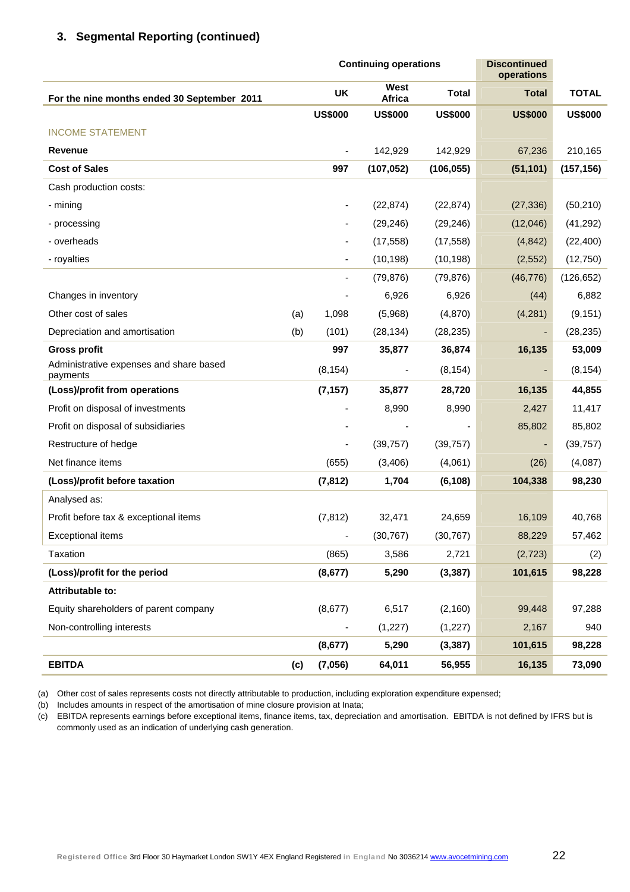### 3. Segmental Reporting (continued)

| | | Continuing operations | | | Discontinued operations | |
|---|---|---|---|---|---|---|
| **For the nine months ended 30 September 2011** | | **UK** | **West Africa** | **Total** | **Total** | **TOTAL** |
| | | **US$000** | **US$000** | **US$000** | **US$000** | **US$000** |
| INCOME STATEMENT | | | | | | |
| **Revenue** | | - | 142,929 | 142,929 | 67,236 | 210,165 |
| **Cost of Sales** | | **997** | **(107,052)** | **(106,055)** | **(51,101)** | **(157,156)** |
| Cash production costs: | | | | | | |
| - mining | | - | (22,874) | (22,874) | (27,336) | (50,210) |
| - processing | | - | (29,246) | (29,246) | (12,046) | (41,292) |
| - overheads | | - | (17,558) | (17,558) | (4,842) | (22,400) |
| - royalties | | - | (10,198) | (10,198) | (2,552) | (12,750) |
| | | - | (79,876) | (79,876) | (46,776) | (126,652) |
| Changes in inventory | | - | 6,926 | 6,926 | (44) | 6,882 |
| Other cost of sales | (a) | 1,098 | (5,968) | (4,870) | (4,281) | (9,151) |
| Depreciation and amortisation | (b) | (101) | (28,134) | (28,235) | - | (28,235) |
| **Gross profit** | | **997** | **35,877** | **36,874** | **16,135** | **53,009** |
| Administrative expenses and share based payments | | (8,154) | - | (8,154) | - | (8,154) |
| **(Loss)/profit from operations** | | **(7,157)** | **35,877** | **28,720** | **16,135** | **44,855** |
| Profit on disposal of investments | | - | 8,990 | 8,990 | 2,427 | 11,417 |
| Profit on disposal of subsidiaries | | - | - | - | 85,802 | 85,802 |
| Restructure of hedge | | - | (39,757) | (39,757) | - | (39,757) |
| Net finance items | | (655) | (3,406) | (4,061) | (26) | (4,087) |
| **(Loss)/profit before taxation** | | **(7,812)** | **1,704** | **(6,108)** | **104,338** | **98,230** |
| Analysed as: | | | | | | |
| Profit before tax & exceptional items | | (7,812) | 32,471 | 24,659 | 16,109 | 40,768 |
| Exceptional items | | - | (30,767) | (30,767) | 88,229 | 57,462 |
| Taxation | | (865) | 3,586 | 2,721 | (2,723) | (2) |
| **(Loss)/profit for the period** | | **(8,677)** | **5,290** | **(3,387)** | **101,615** | **98,228** |
| **Attributable to:** | | | | | | |
| Equity shareholders of parent company | | (8,677) | 6,517 | (2,160) | 99,448 | 97,288 |
| Non-controlling interests | | - | (1,227) | (1,227) | 2,167 | 940 |
| | | **(8,677)** | **5,290** | **(3,387)** | **101,615** | **98,228** |
| **EBITDA** | **(c)** | **(7,056)** | **64,011** | **56,955** | **16,135** | **73,090** |

(a) Other cost of sales represents costs not directly attributable to production, including exploration expenditure expensed;

(b) Includes amounts in respect of the amortisation of mine closure provision at Inata;

(c) EBITDA represents earnings before exceptional items, finance items, tax, depreciation and amortisation. EBITDA is not defined by IFRS but is commonly used as an indication of underlying cash generation.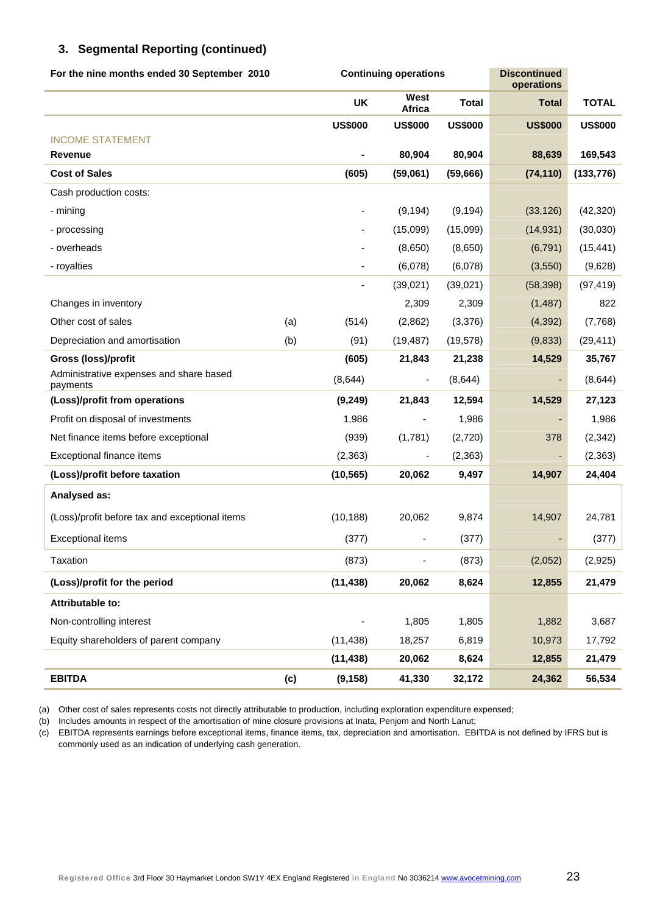## 3. Segmental Reporting (continued)

| For the nine months ended 30 September 2010 | | Continuing operations | | | Discontinued operations | |
|---|---|---|---|---|---|---|
| | | UK | West Africa | Total | Total | TOTAL |
| | | US$000 | US$000 | US$000 | US$000 | US$000 |
| INCOME STATEMENT | | | | | | |
| **Revenue** | | **-** | **80,904** | **80,904** | **88,639** | **169,543** |
| **Cost of Sales** | | **(605)** | **(59,061)** | **(59,666)** | **(74,110)** | **(133,776)** |
| Cash production costs: | | | | | | |
| - mining | | - | (9,194) | (9,194) | (33,126) | (42,320) |
| - processing | | - | (15,099) | (15,099) | (14,931) | (30,030) |
| - overheads | | - | (8,650) | (8,650) | (6,791) | (15,441) |
| - royalties | | - | (6,078) | (6,078) | (3,550) | (9,628) |
| | | - | (39,021) | (39,021) | (58,398) | (97,419) |
| Changes in inventory | | | 2,309 | 2,309 | (1,487) | 822 |
| Other cost of sales | (a) | (514) | (2,862) | (3,376) | (4,392) | (7,768) |
| Depreciation and amortisation | (b) | (91) | (19,487) | (19,578) | (9,833) | (29,411) |
| **Gross (loss)/profit** | | **(605)** | **21,843** | **21,238** | **14,529** | **35,767** |
| Administrative expenses and share based payments | | (8,644) | - | (8,644) | - | (8,644) |
| **(Loss)/profit from operations** | | **(9,249)** | **21,843** | **12,594** | **14,529** | **27,123** |
| Profit on disposal of investments | | 1,986 | - | 1,986 | - | 1,986 |
| Net finance items before exceptional | | (939) | (1,781) | (2,720) | 378 | (2,342) |
| Exceptional finance items | | (2,363) | - | (2,363) | - | (2,363) |
| **(Loss)/profit before taxation** | | **(10,565)** | **20,062** | **9,497** | **14,907** | **24,404** |
| **Analysed as:** | | | | | | |
| (Loss)/profit before tax and exceptional items | | (10,188) | 20,062 | 9,874 | 14,907 | 24,781 |
| Exceptional items | | (377) | - | (377) | - | (377) |
| Taxation | | (873) | - | (873) | (2,052) | (2,925) |
| **(Loss)/profit for the period** | | **(11,438)** | **20,062** | **8,624** | **12,855** | **21,479** |
| **Attributable to:** | | | | | | |
| Non-controlling interest | | - | 1,805 | 1,805 | 1,882 | 3,687 |
| Equity shareholders of parent company | | (11,438) | 18,257 | 6,819 | 10,973 | 17,792 |
| | | **(11,438)** | **20,062** | **8,624** | **12,855** | **21,479** |
| **EBITDA** | **(c)** | **(9,158)** | **41,330** | **32,172** | **24,362** | **56,534** |

(a) Other cost of sales represents costs not directly attributable to production, including exploration expenditure expensed;
(b) Includes amounts in respect of the amortisation of mine closure provisions at Inata, Penjom and North Lanut;
(c) EBITDA represents earnings before exceptional items, finance items, tax, depreciation and amortisation. EBITDA is not defined by IFRS but is commonly used as an indication of underlying cash generation.

Registered Office 3rd Floor 30 Haymarket London SW1Y 4EX England Registered in England No 3036214 www.avocetmining.com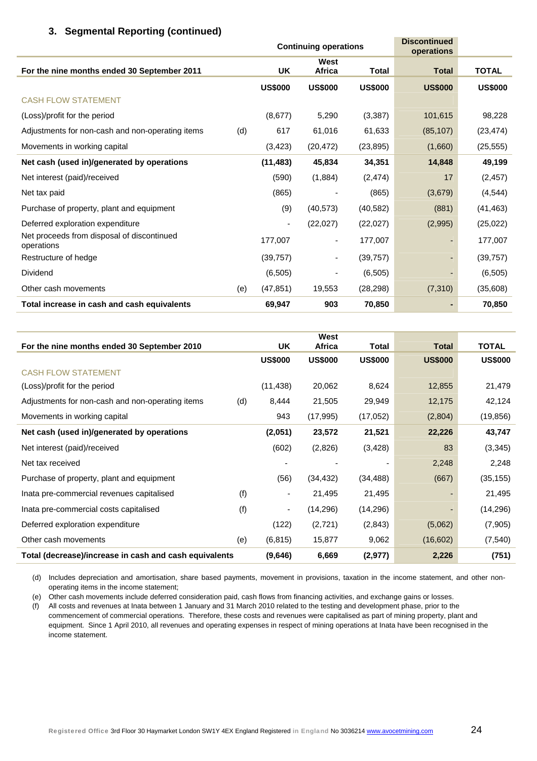### 3. Segmental Reporting (continued)

| For the nine months ended 30 September 2011 | | Continuing operations UK | Continuing operations West Africa | Continuing operations Total | Discontinued operations Total | TOTAL |
|---|---|---|---|---|---|---|
| | | US$000 | US$000 | US$000 | US$000 | US$000 |
| CASH FLOW STATEMENT | | | | | | |
| (Loss)/profit for the period | | (8,677) | 5,290 | (3,387) | 101,615 | 98,228 |
| Adjustments for non-cash and non-operating items | (d) | 617 | 61,016 | 61,633 | (85,107) | (23,474) |
| Movements in working capital | | (3,423) | (20,472) | (23,895) | (1,660) | (25,555) |
| **Net cash (used in)/generated by operations** | | **(11,483)** | **45,834** | **34,351** | **14,848** | **49,199** |
| Net interest (paid)/received | | (590) | (1,884) | (2,474) | 17 | (2,457) |
| Net tax paid | | (865) | - | (865) | (3,679) | (4,544) |
| Purchase of property, plant and equipment | | (9) | (40,573) | (40,582) | (881) | (41,463) |
| Deferred exploration expenditure | | - | (22,027) | (22,027) | (2,995) | (25,022) |
| Net proceeds from disposal of discontinued operations | | 177,007 | - | 177,007 | - | 177,007 |
| Restructure of hedge | | (39,757) | - | (39,757) | - | (39,757) |
| Dividend | | (6,505) | - | (6,505) | - | (6,505) |
| Other cash movements | (e) | (47,851) | 19,553 | (28,298) | (7,310) | (35,608) |
| **Total increase in cash and cash equivalents** | | **69,947** | **903** | **70,850** | **-** | **70,850** |

| For the nine months ended 30 September 2010 | | UK | West Africa | Total | Total | TOTAL |
|---|---|---|---|---|---|---|
| | | US$000 | US$000 | US$000 | US$000 | US$000 |
| CASH FLOW STATEMENT | | | | | | |
| (Loss)/profit for the period | | (11,438) | 20,062 | 8,624 | 12,855 | 21,479 |
| Adjustments for non-cash and non-operating items | (d) | 8,444 | 21,505 | 29,949 | 12,175 | 42,124 |
| Movements in working capital | | 943 | (17,995) | (17,052) | (2,804) | (19,856) |
| **Net cash (used in)/generated by operations** | | **(2,051)** | **23,572** | **21,521** | **22,226** | **43,747** |
| Net interest (paid)/received | | (602) | (2,826) | (3,428) | 83 | (3,345) |
| Net tax received | | - | - | - | 2,248 | 2,248 |
| Purchase of property, plant and equipment | | (56) | (34,432) | (34,488) | (667) | (35,155) |
| Inata pre-commercial revenues capitalised | (f) | - | 21,495 | 21,495 | - | 21,495 |
| Inata pre-commercial costs capitalised | (f) | - | (14,296) | (14,296) | - | (14,296) |
| Deferred exploration expenditure | | (122) | (2,721) | (2,843) | (5,062) | (7,905) |
| Other cash movements | (e) | (6,815) | 15,877 | 9,062 | (16,602) | (7,540) |
| **Total (decrease)/increase in cash and cash equivalents** | | **(9,646)** | **6,669** | **(2,977)** | **2,226** | **(751)** |

(d) Includes depreciation and amortisation, share based payments, movement in provisions, taxation in the income statement, and other non-operating items in the income statement;

(e) Other cash movements include deferred consideration paid, cash flows from financing activities, and exchange gains or losses.

(f) All costs and revenues at Inata between 1 January and 31 March 2010 related to the testing and development phase, prior to the commencement of commercial operations. Therefore, these costs and revenues were capitalised as part of mining property, plant and equipment. Since 1 April 2010, all revenues and operating expenses in respect of mining operations at Inata have been recognised in the income statement.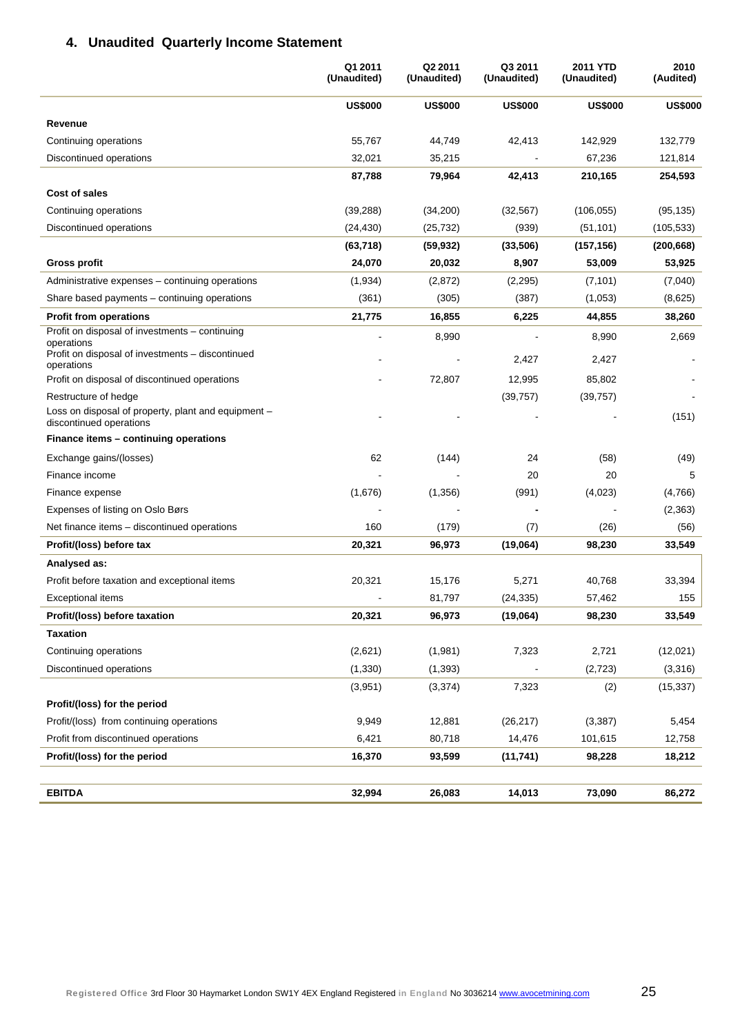## 4. Unaudited Quarterly Income Statement

| | Q1 2011 (Unaudited) | Q2 2011 (Unaudited) | Q3 2011 (Unaudited) | 2011 YTD (Unaudited) | 2010 (Audited) |
|---|---|---|---|---|---|
| | **US$000** | **US$000** | **US$000** | **US$000** | **US$000** |
| **Revenue** | | | | | |
| Continuing operations | 55,767 | 44,749 | 42,413 | 142,929 | 132,779 |
| Discontinued operations | 32,021 | 35,215 | - | 67,236 | 121,814 |
| | **87,788** | **79,964** | **42,413** | **210,165** | **254,593** |
| **Cost of sales** | | | | | |
| Continuing operations | (39,288) | (34,200) | (32,567) | (106,055) | (95,135) |
| Discontinued operations | (24,430) | (25,732) | (939) | (51,101) | (105,533) |
| | **(63,718)** | **(59,932)** | **(33,506)** | **(157,156)** | **(200,668)** |
| **Gross profit** | **24,070** | **20,032** | **8,907** | **53,009** | **53,925** |
| Administrative expenses – continuing operations | (1,934) | (2,872) | (2,295) | (7,101) | (7,040) |
| Share based payments – continuing operations | (361) | (305) | (387) | (1,053) | (8,625) |
| **Profit from operations** | **21,775** | **16,855** | **6,225** | **44,855** | **38,260** |
| Profit on disposal of investments – continuing operations | - | 8,990 | - | 8,990 | 2,669 |
| Profit on disposal of investments – discontinued operations | - | - | 2,427 | 2,427 | - |
| Profit on disposal of discontinued operations | - | 72,807 | 12,995 | 85,802 | - |
| Restructure of hedge | | | (39,757) | (39,757) | - |
| Loss on disposal of property, plant and equipment – discontinued operations | - | - | - | - | (151) |
| **Finance items – continuing operations** | | | | | |
| Exchange gains/(losses) | 62 | (144) | 24 | (58) | (49) |
| Finance income | - | - | 20 | 20 | 5 |
| Finance expense | (1,676) | (1,356) | (991) | (4,023) | (4,766) |
| Expenses of listing on Oslo Børs | - | - | - | - | (2,363) |
| Net finance items – discontinued operations | 160 | (179) | (7) | (26) | (56) |
| **Profit/(loss) before tax** | **20,321** | **96,973** | **(19,064)** | **98,230** | **33,549** |
| **Analysed as:** | | | | | |
| Profit before taxation and exceptional items | 20,321 | 15,176 | 5,271 | 40,768 | 33,394 |
| Exceptional items | - | 81,797 | (24,335) | 57,462 | 155 |
| **Profit/(loss) before taxation** | **20,321** | **96,973** | **(19,064)** | **98,230** | **33,549** |
| **Taxation** | | | | | |
| Continuing operations | (2,621) | (1,981) | 7,323 | 2,721 | (12,021) |
| Discontinued operations | (1,330) | (1,393) | - | (2,723) | (3,316) |
| | (3,951) | (3,374) | 7,323 | (2) | (15,337) |
| **Profit/(loss) for the period** | | | | | |
| Profit/(loss) from continuing operations | 9,949 | 12,881 | (26,217) | (3,387) | 5,454 |
| Profit from discontinued operations | 6,421 | 80,718 | 14,476 | 101,615 | 12,758 |
| **Profit/(loss) for the period** | **16,370** | **93,599** | **(11,741)** | **98,228** | **18,212** |
| | | | | | |
| **EBITDA** | **32,994** | **26,083** | **14,013** | **73,090** | **86,272** |

Registered Office 3rd Floor 30 Haymarket London SW1Y 4EX England Registered in England No 3036214 www.avocetmining.com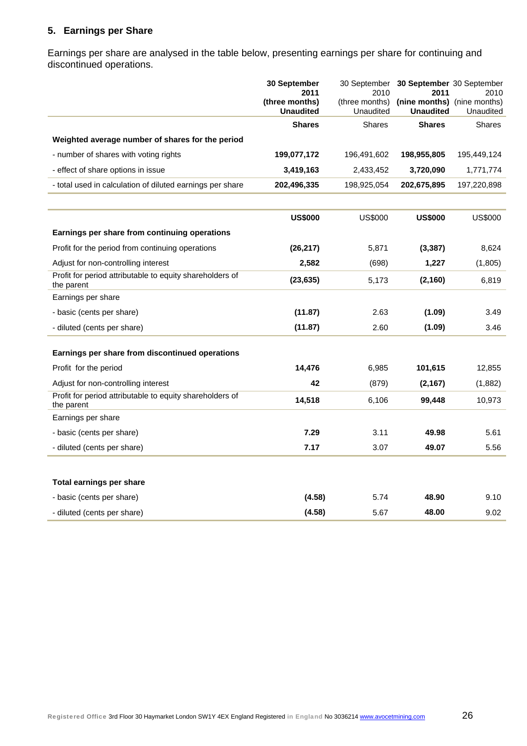### 5. Earnings per Share

Earnings per share are analysed in the table below, presenting earnings per share for continuing and discontinued operations.

| | **30 September 2011 (three months) Unaudited** | 30 September 2010 (three months) Unaudited | **30 September 2011 (nine months) Unaudited** | 30 September 2010 (nine months) Unaudited |
|---|---|---|---|---|
| | **Shares** | Shares | **Shares** | Shares |
| **Weighted average number of shares for the period** | | | | |
| - number of shares with voting rights | **199,077,172** | 196,491,602 | **198,955,805** | 195,449,124 |
| - effect of share options in issue | **3,419,163** | 2,433,452 | **3,720,090** | 1,771,774 |
| - total used in calculation of diluted earnings per share | **202,496,335** | 198,925,054 | **202,675,895** | 197,220,898 |

| | **US$000** | US$000 | **US$000** | US$000 |
|---|---|---|---|---|
| **Earnings per share from continuing operations** | | | | |
| Profit for the period from continuing operations | **(26,217)** | 5,871 | **(3,387)** | 8,624 |
| Adjust for non-controlling interest | **2,582** | (698) | **1,227** | (1,805) |
| Profit for period attributable to equity shareholders of the parent | **(23,635)** | 5,173 | **(2,160)** | 6,819 |
| Earnings per share | | | | |
| - basic (cents per share) | **(11.87)** | 2.63 | **(1.09)** | 3.49 |
| - diluted (cents per share) | **(11.87)** | 2.60 | **(1.09)** | 3.46 |
| **Earnings per share from discontinued operations** | | | | |
| Profit for the period | **14,476** | 6,985 | **101,615** | 12,855 |
| Adjust for non-controlling interest | **42** | (879) | **(2,167)** | (1,882) |
| Profit for period attributable to equity shareholders of the parent | **14,518** | 6,106 | **99,448** | 10,973 |
| Earnings per share | | | | |
| - basic (cents per share) | **7.29** | 3.11 | **49.98** | 5.61 |
| - diluted (cents per share) | **7.17** | 3.07 | **49.07** | 5.56 |
| **Total earnings per share** | | | | |
| - basic (cents per share) | **(4.58)** | 5.74 | **48.90** | 9.10 |
| - diluted (cents per share) | **(4.58)** | 5.67 | **48.00** | 9.02 |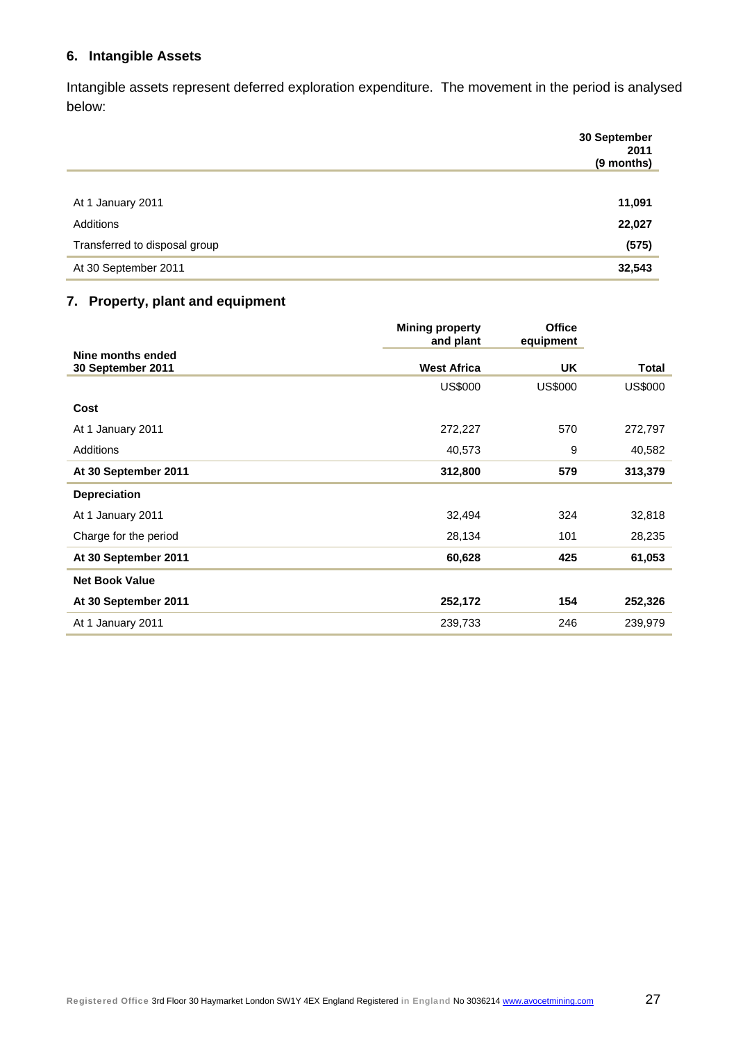## 6. Intangible Assets

Intangible assets represent deferred exploration expenditure. The movement in the period is analysed below:

| | **30 September 2011 (9 months)** |
|---|---|
| At 1 January 2011 | **11,091** |
| Additions | **22,027** |
| Transferred to disposal group | **(575)** |
| At 30 September 2011 | **32,543** |

## 7. Property, plant and equipment

| | **Mining property and plant** | **Office equipment** | |
|---|---|---|---|
| **Nine months ended 30 September 2011** | **West Africa** | **UK** | **Total** |
| | US$000 | US$000 | US$000 |
| **Cost** | | | |
| At 1 January 2011 | 272,227 | 570 | 272,797 |
| Additions | 40,573 | 9 | 40,582 |
| **At 30 September 2011** | **312,800** | **579** | **313,379** |
| **Depreciation** | | | |
| At 1 January 2011 | 32,494 | 324 | 32,818 |
| Charge for the period | 28,134 | 101 | 28,235 |
| **At 30 September 2011** | **60,628** | **425** | **61,053** |
| **Net Book Value** | | | |
| **At 30 September 2011** | **252,172** | **154** | **252,326** |
| At 1 January 2011 | 239,733 | 246 | 239,979 |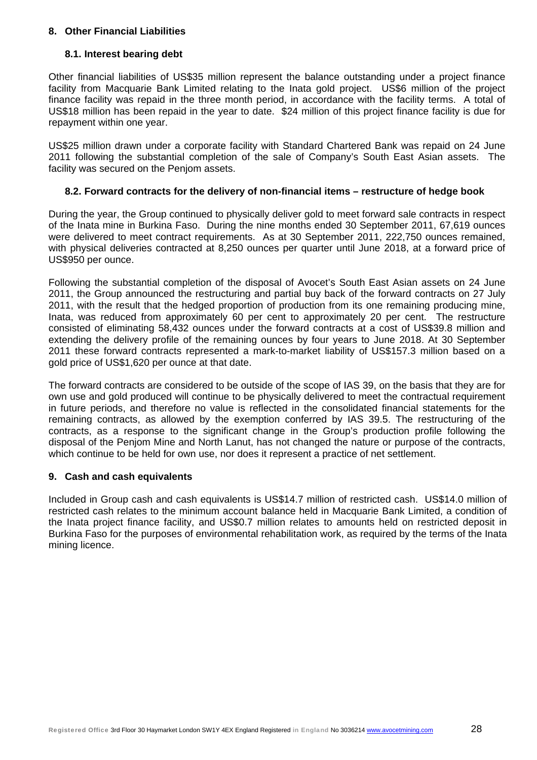## 8. Other Financial Liabilities

### 8.1. Interest bearing debt

Other financial liabilities of US$35 million represent the balance outstanding under a project finance facility from Macquarie Bank Limited relating to the Inata gold project. US$6 million of the project finance facility was repaid in the three month period, in accordance with the facility terms. A total of US$18 million has been repaid in the year to date. $24 million of this project finance facility is due for repayment within one year.

US$25 million drawn under a corporate facility with Standard Chartered Bank was repaid on 24 June 2011 following the substantial completion of the sale of Company's South East Asian assets. The facility was secured on the Penjom assets.

### 8.2. Forward contracts for the delivery of non-financial items – restructure of hedge book

During the year, the Group continued to physically deliver gold to meet forward sale contracts in respect of the Inata mine in Burkina Faso. During the nine months ended 30 September 2011, 67,619 ounces were delivered to meet contract requirements. As at 30 September 2011, 222,750 ounces remained, with physical deliveries contracted at 8,250 ounces per quarter until June 2018, at a forward price of US$950 per ounce.

Following the substantial completion of the disposal of Avocet's South East Asian assets on 24 June 2011, the Group announced the restructuring and partial buy back of the forward contracts on 27 July 2011, with the result that the hedged proportion of production from its one remaining producing mine, Inata, was reduced from approximately 60 per cent to approximately 20 per cent. The restructure consisted of eliminating 58,432 ounces under the forward contracts at a cost of US$39.8 million and extending the delivery profile of the remaining ounces by four years to June 2018. At 30 September 2011 these forward contracts represented a mark-to-market liability of US$157.3 million based on a gold price of US$1,620 per ounce at that date.

The forward contracts are considered to be outside of the scope of IAS 39, on the basis that they are for own use and gold produced will continue to be physically delivered to meet the contractual requirement in future periods, and therefore no value is reflected in the consolidated financial statements for the remaining contracts, as allowed by the exemption conferred by IAS 39.5. The restructuring of the contracts, as a response to the significant change in the Group's production profile following the disposal of the Penjom Mine and North Lanut, has not changed the nature or purpose of the contracts, which continue to be held for own use, nor does it represent a practice of net settlement.

## 9. Cash and cash equivalents

Included in Group cash and cash equivalents is US$14.7 million of restricted cash. US$14.0 million of restricted cash relates to the minimum account balance held in Macquarie Bank Limited, a condition of the Inata project finance facility, and US$0.7 million relates to amounts held on restricted deposit in Burkina Faso for the purposes of environmental rehabilitation work, as required by the terms of the Inata mining licence.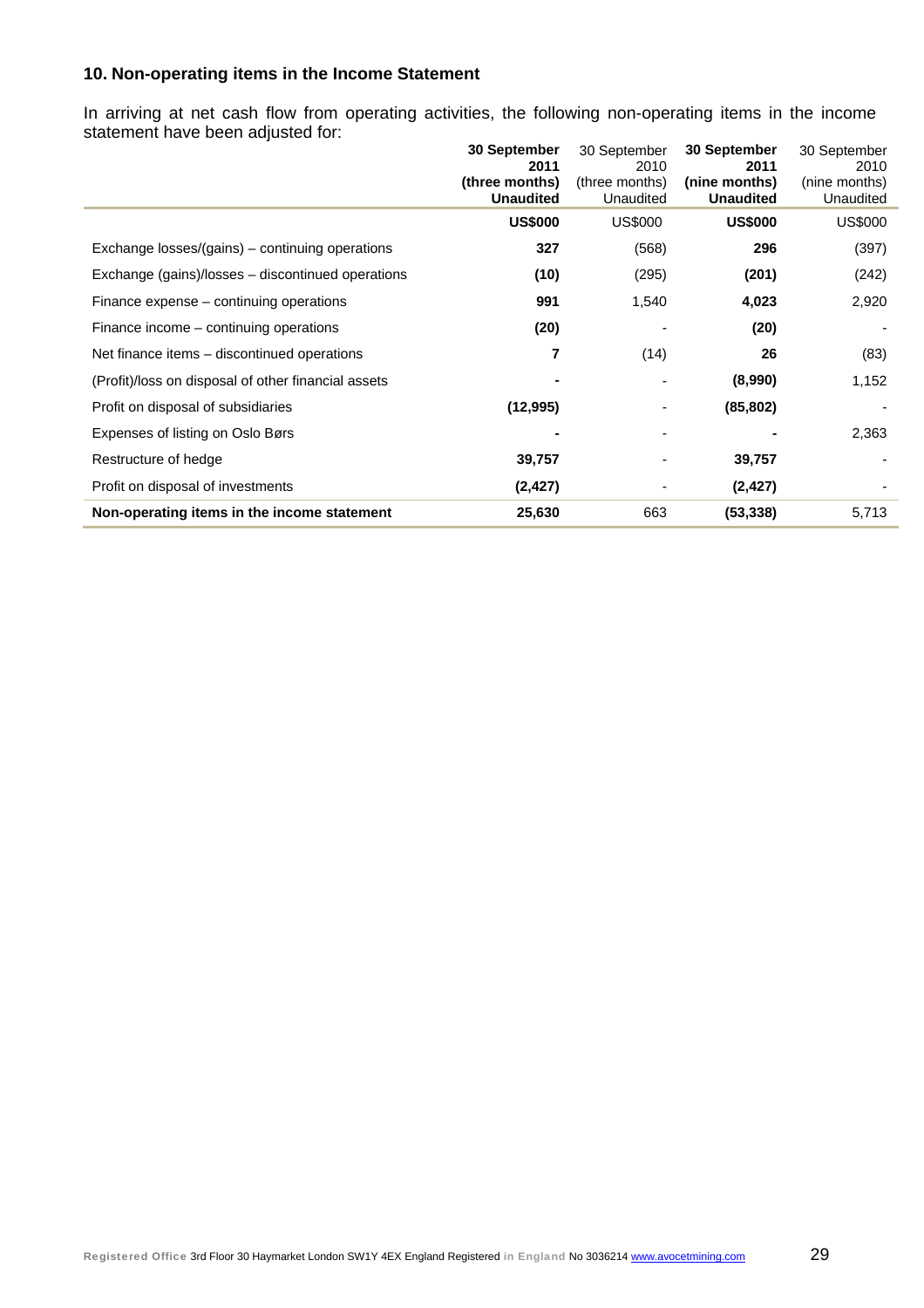## 10. Non-operating items in the Income Statement

In arriving at net cash flow from operating activities, the following non-operating items in the income statement have been adjusted for:

| | **30 September 2011 (three months) Unaudited** | 30 September 2010 (three months) Unaudited | **30 September 2011 (nine months) Unaudited** | 30 September 2010 (nine months) Unaudited |
|---|---|---|---|---|
| | **US$000** | US$000 | **US$000** | US$000 |
| Exchange losses/(gains) – continuing operations | **327** | (568) | **296** | (397) |
| Exchange (gains)/losses – discontinued operations | **(10)** | (295) | **(201)** | (242) |
| Finance expense – continuing operations | **991** | 1,540 | **4,023** | 2,920 |
| Finance income – continuing operations | **(20)** | - | **(20)** | - |
| Net finance items – discontinued operations | **7** | (14) | **26** | (83) |
| (Profit)/loss on disposal of other financial assets | **-** | - | **(8,990)** | 1,152 |
| Profit on disposal of subsidiaries | **(12,995)** | - | **(85,802)** | - |
| Expenses of listing on Oslo Børs | **-** | - | **-** | 2,363 |
| Restructure of hedge | **39,757** | - | **39,757** | - |
| Profit on disposal of investments | **(2,427)** | - | **(2,427)** | - |
| **Non-operating items in the income statement** | **25,630** | 663 | **(53,338)** | 5,713 |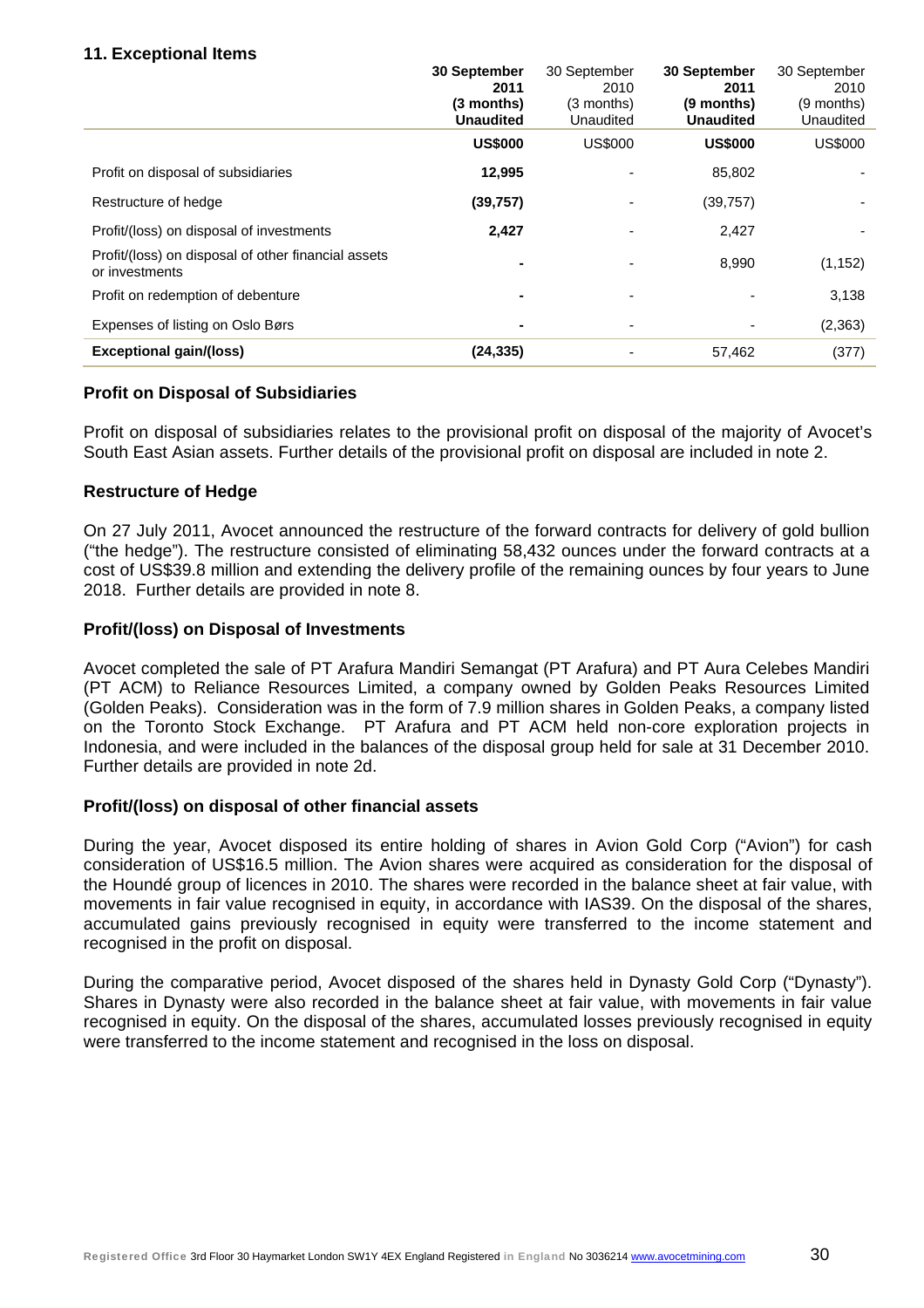## 11. Exceptional Items

| | **30 September 2011 (3 months) Unaudited** | 30 September 2010 (3 months) Unaudited | **30 September 2011 (9 months) Unaudited** | 30 September 2010 (9 months) Unaudited |
|---|---|---|---|---|
| | **US$000** | US$000 | **US$000** | US$000 |
| Profit on disposal of subsidiaries | **12,995** | - | 85,802 | - |
| Restructure of hedge | **(39,757)** | - | (39,757) | - |
| Profit/(loss) on disposal of investments | **2,427** | - | 2,427 | - |
| Profit/(loss) on disposal of other financial assets or investments | **-** | - | 8,990 | (1,152) |
| Profit on redemption of debenture | **-** | - | - | 3,138 |
| Expenses of listing on Oslo Børs | **-** | - | - | (2,363) |
| **Exceptional gain/(loss)** | **(24,335)** | - | 57,462 | (377) |

### Profit on Disposal of Subsidiaries

Profit on disposal of subsidiaries relates to the provisional profit on disposal of the majority of Avocet's South East Asian assets. Further details of the provisional profit on disposal are included in note 2.

### Restructure of Hedge

On 27 July 2011, Avocet announced the restructure of the forward contracts for delivery of gold bullion ("the hedge"). The restructure consisted of eliminating 58,432 ounces under the forward contracts at a cost of US$39.8 million and extending the delivery profile of the remaining ounces by four years to June 2018. Further details are provided in note 8.

### Profit/(loss) on Disposal of Investments

Avocet completed the sale of PT Arafura Mandiri Semangat (PT Arafura) and PT Aura Celebes Mandiri (PT ACM) to Reliance Resources Limited, a company owned by Golden Peaks Resources Limited (Golden Peaks). Consideration was in the form of 7.9 million shares in Golden Peaks, a company listed on the Toronto Stock Exchange. PT Arafura and PT ACM held non-core exploration projects in Indonesia, and were included in the balances of the disposal group held for sale at 31 December 2010. Further details are provided in note 2d.

### Profit/(loss) on disposal of other financial assets

During the year, Avocet disposed its entire holding of shares in Avion Gold Corp ("Avion") for cash consideration of US$16.5 million. The Avion shares were acquired as consideration for the disposal of the Houndé group of licences in 2010. The shares were recorded in the balance sheet at fair value, with movements in fair value recognised in equity, in accordance with IAS39. On the disposal of the shares, accumulated gains previously recognised in equity were transferred to the income statement and recognised in the profit on disposal.

During the comparative period, Avocet disposed of the shares held in Dynasty Gold Corp ("Dynasty"). Shares in Dynasty were also recorded in the balance sheet at fair value, with movements in fair value recognised in equity. On the disposal of the shares, accumulated losses previously recognised in equity were transferred to the income statement and recognised in the loss on disposal.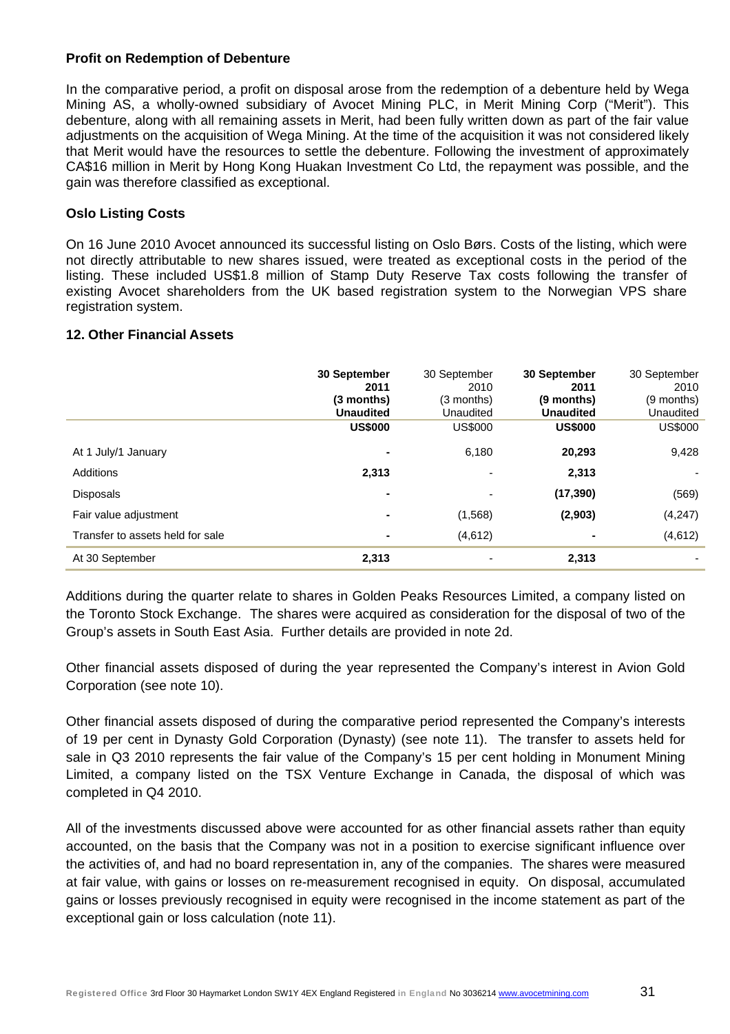**Profit on Redemption of Debenture**

In the comparative period, a profit on disposal arose from the redemption of a debenture held by Wega Mining AS, a wholly-owned subsidiary of Avocet Mining PLC, in Merit Mining Corp ("Merit"). This debenture, along with all remaining assets in Merit, had been fully written down as part of the fair value adjustments on the acquisition of Wega Mining. At the time of the acquisition it was not considered likely that Merit would have the resources to settle the debenture. Following the investment of approximately CA$16 million in Merit by Hong Kong Huakan Investment Co Ltd, the repayment was possible, and the gain was therefore classified as exceptional.

**Oslo Listing Costs**

On 16 June 2010 Avocet announced its successful listing on Oslo Børs. Costs of the listing, which were not directly attributable to new shares issued, were treated as exceptional costs in the period of the listing. These included US$1.8 million of Stamp Duty Reserve Tax costs following the transfer of existing Avocet shareholders from the UK based registration system to the Norwegian VPS share registration system.

## 12. Other Financial Assets

| | **30 September 2011 (3 months) Unaudited** | 30 September 2010 (3 months) Unaudited | **30 September 2011 (9 months) Unaudited** | 30 September 2010 (9 months) Unaudited |
|---|---|---|---|---|
| | **US$000** | US$000 | **US$000** | US$000 |
| At 1 July/1 January | **-** | 6,180 | **20,293** | 9,428 |
| Additions | **2,313** | - | **2,313** | - |
| Disposals | **-** | - | **(17,390)** | (569) |
| Fair value adjustment | **-** | (1,568) | **(2,903)** | (4,247) |
| Transfer to assets held for sale | **-** | (4,612) | **-** | (4,612) |
| At 30 September | **2,313** | - | **2,313** | - |

Additions during the quarter relate to shares in Golden Peaks Resources Limited, a company listed on the Toronto Stock Exchange. The shares were acquired as consideration for the disposal of two of the Group's assets in South East Asia. Further details are provided in note 2d.

Other financial assets disposed of during the year represented the Company's interest in Avion Gold Corporation (see note 10).

Other financial assets disposed of during the comparative period represented the Company's interests of 19 per cent in Dynasty Gold Corporation (Dynasty) (see note 11). The transfer to assets held for sale in Q3 2010 represents the fair value of the Company's 15 per cent holding in Monument Mining Limited, a company listed on the TSX Venture Exchange in Canada, the disposal of which was completed in Q4 2010.

All of the investments discussed above were accounted for as other financial assets rather than equity accounted, on the basis that the Company was not in a position to exercise significant influence over the activities of, and had no board representation in, any of the companies. The shares were measured at fair value, with gains or losses on re-measurement recognised in equity. On disposal, accumulated gains or losses previously recognised in equity were recognised in the income statement as part of the exceptional gain or loss calculation (note 11).